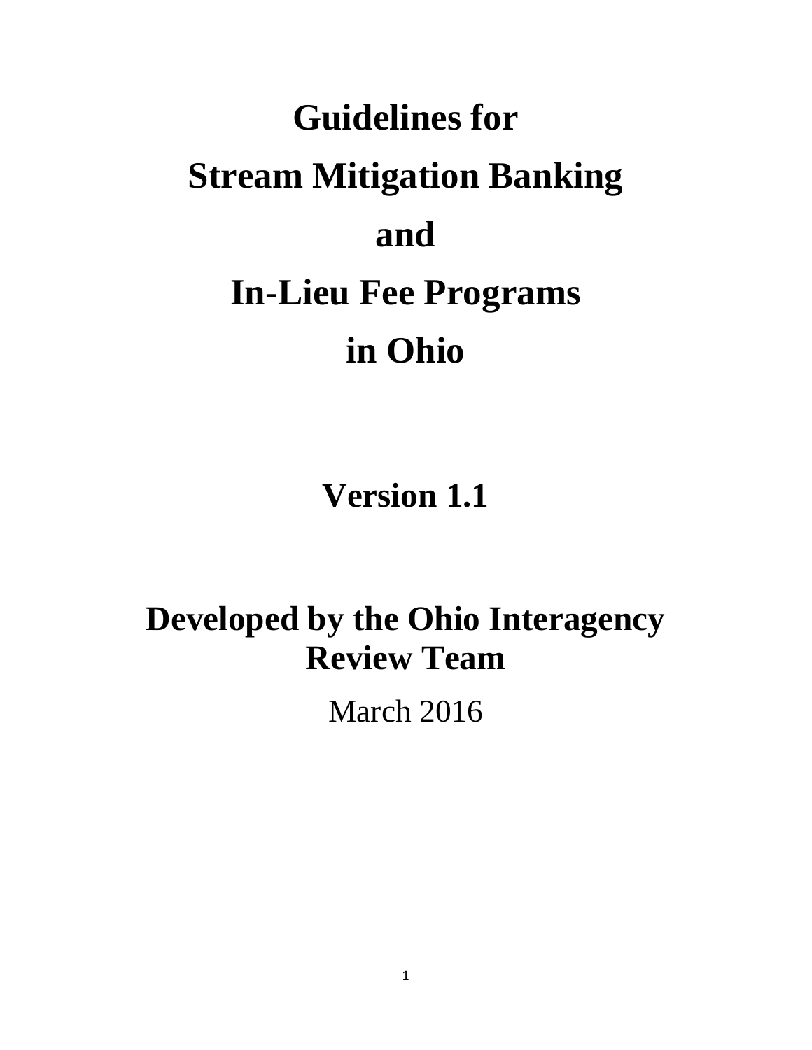# Guidelines for Stream Mitigation Banking and In-Lieu Fee Programs in Ohio

## Version 1.1

## Developed by the Ohio Interagency Review Team

March 2016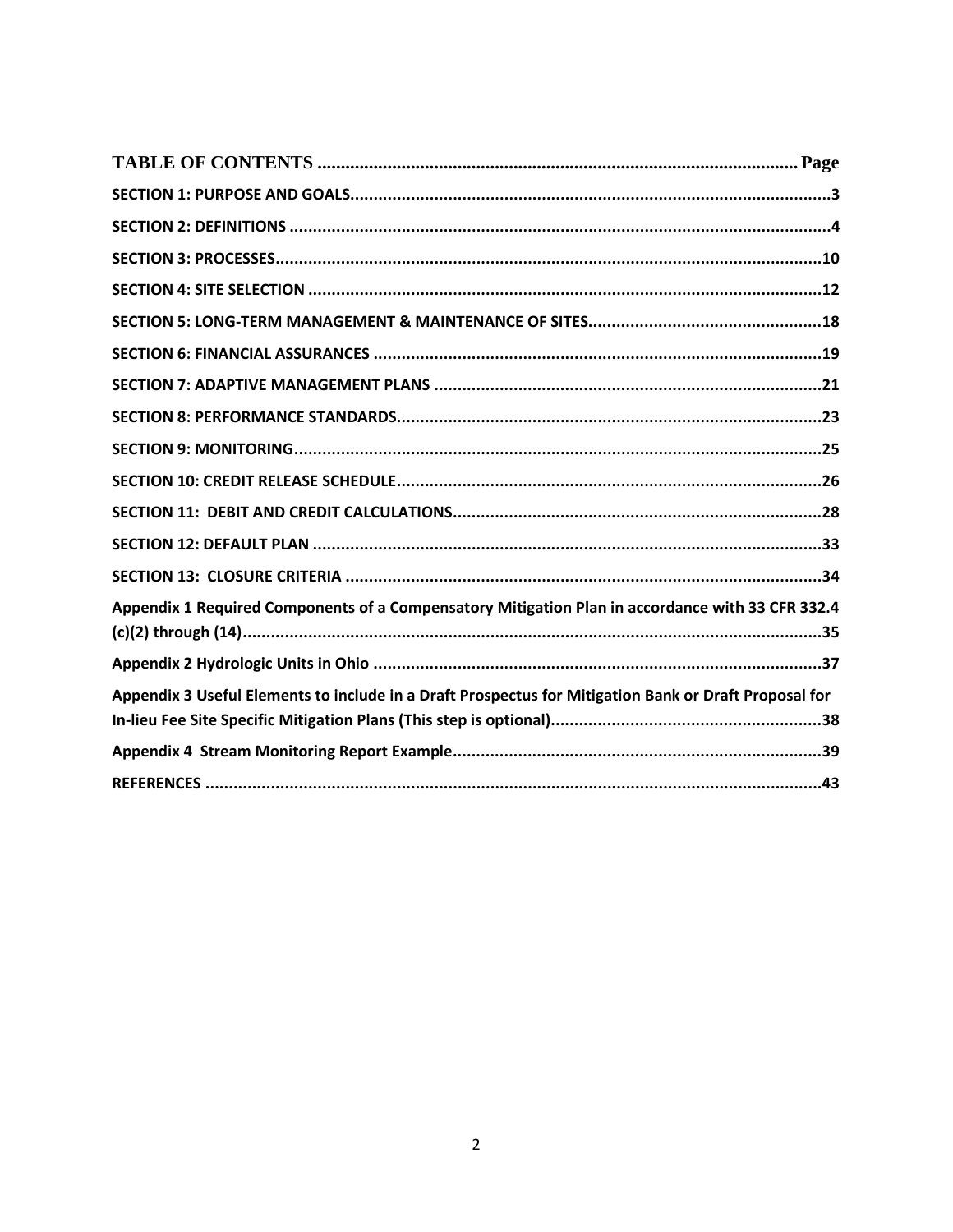# TABLE OF CONTENTS ..................................................................................................... Page

**SECTION 1: PURPOSE AND GOALS**.......................................................................................................3

**SECTION 2: DEFINITIONS** ....................................................................................................................4

**SECTION 3: PROCESSES**.....................................................................................................................10

**SECTION 4: SITE SELECTION** .............................................................................................................12

**SECTION 5: LONG-TERM MANAGEMENT & MAINTENANCE OF SITES**..................................................18

**SECTION 6: FINANCIAL ASSURANCES** ................................................................................................19

**SECTION 7: ADAPTIVE MANAGEMENT PLANS** ...................................................................................21

**SECTION 8: PERFORMANCE STANDARDS**...........................................................................................23

**SECTION 9: MONITORING**.................................................................................................................25

**SECTION 10: CREDIT RELEASE SCHEDULE**...........................................................................................26

**SECTION 11: DEBIT AND CREDIT CALCULATIONS**...............................................................................28

**SECTION 12: DEFAULT PLAN** ............................................................................................................33

**SECTION 13: CLOSURE CRITERIA** .....................................................................................................34

**Appendix 1 Required Components of a Compensatory Mitigation Plan in accordance with 33 CFR 332.4 (c)(2) through (14)**...........................................................................................................................35

**Appendix 2 Hydrologic Units in Ohio** ................................................................................................37

**Appendix 3 Useful Elements to include in a Draft Prospectus for Mitigation Bank or Draft Proposal for In-lieu Fee Site Specific Mitigation Plans (This step is optional)**..........................................................38

**Appendix 4 Stream Monitoring Report Example**..............................................................................39

**REFERENCES** ...................................................................................................................................43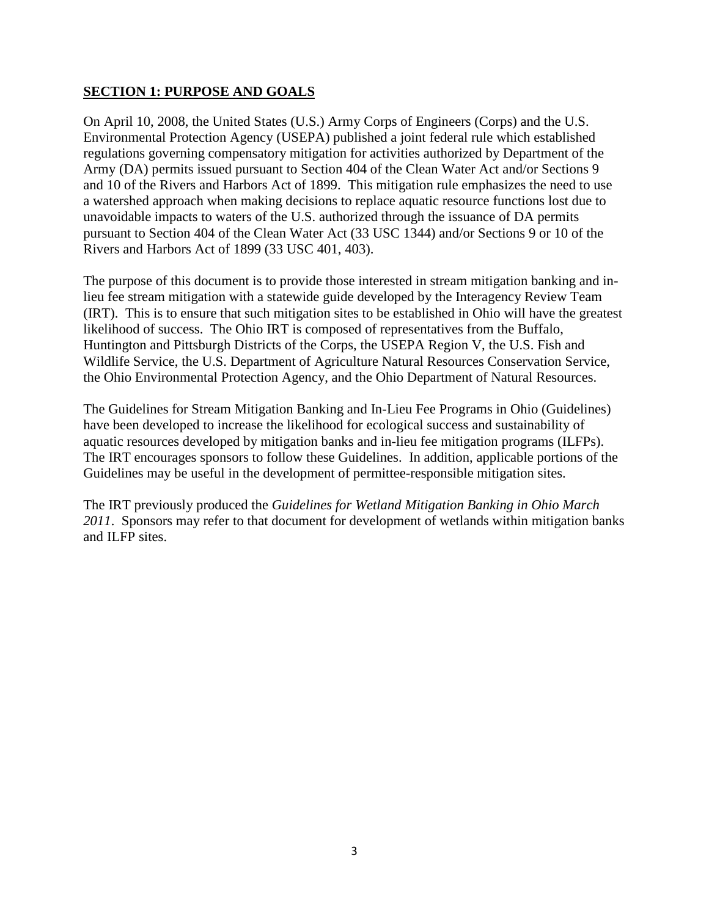## **SECTION 1: PURPOSE AND GOALS**

On April 10, 2008, the United States (U.S.) Army Corps of Engineers (Corps) and the U.S. Environmental Protection Agency (USEPA) published a joint federal rule which established regulations governing compensatory mitigation for activities authorized by Department of the Army (DA) permits issued pursuant to Section 404 of the Clean Water Act and/or Sections 9 and 10 of the Rivers and Harbors Act of 1899. This mitigation rule emphasizes the need to use a watershed approach when making decisions to replace aquatic resource functions lost due to unavoidable impacts to waters of the U.S. authorized through the issuance of DA permits pursuant to Section 404 of the Clean Water Act (33 USC 1344) and/or Sections 9 or 10 of the Rivers and Harbors Act of 1899 (33 USC 401, 403).

The purpose of this document is to provide those interested in stream mitigation banking and in-lieu fee stream mitigation with a statewide guide developed by the Interagency Review Team (IRT). This is to ensure that such mitigation sites to be established in Ohio will have the greatest likelihood of success. The Ohio IRT is composed of representatives from the Buffalo, Huntington and Pittsburgh Districts of the Corps, the USEPA Region V, the U.S. Fish and Wildlife Service, the U.S. Department of Agriculture Natural Resources Conservation Service, the Ohio Environmental Protection Agency, and the Ohio Department of Natural Resources.

The Guidelines for Stream Mitigation Banking and In-Lieu Fee Programs in Ohio (Guidelines) have been developed to increase the likelihood for ecological success and sustainability of aquatic resources developed by mitigation banks and in-lieu fee mitigation programs (ILFPs). The IRT encourages sponsors to follow these Guidelines. In addition, applicable portions of the Guidelines may be useful in the development of permittee-responsible mitigation sites.

The IRT previously produced the *Guidelines for Wetland Mitigation Banking in Ohio March 2011*. Sponsors may refer to that document for development of wetlands within mitigation banks and ILFP sites.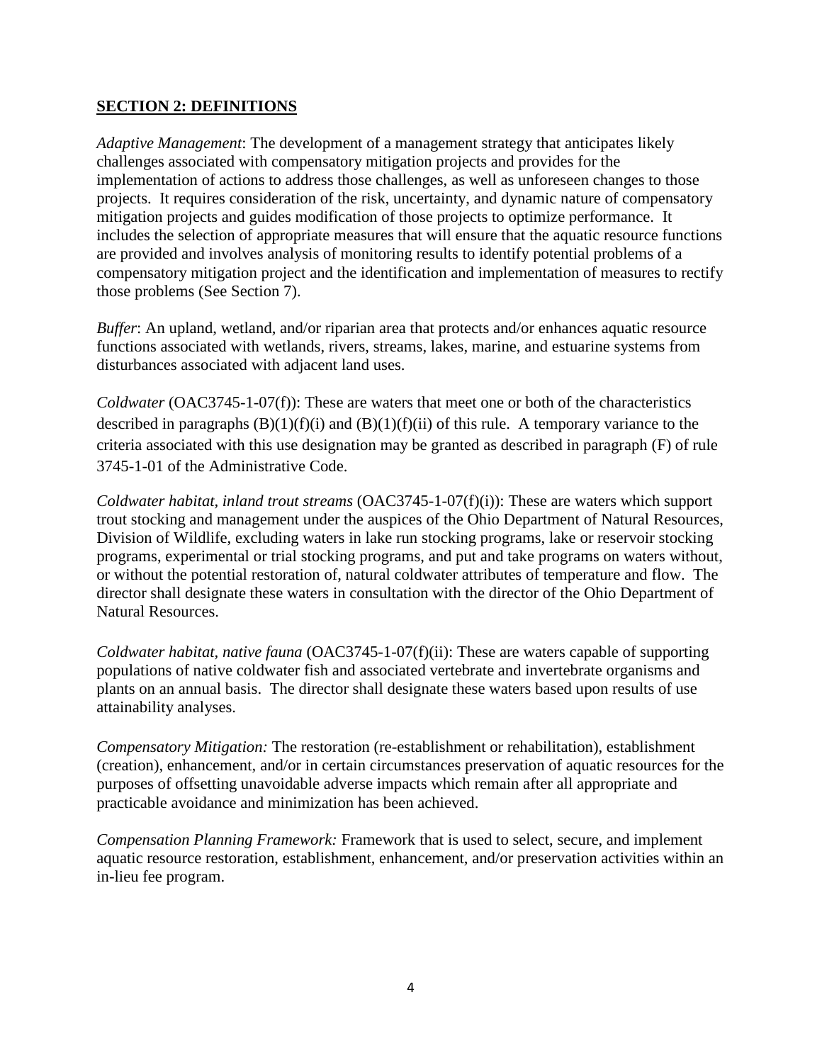## SECTION 2: DEFINITIONS

*Adaptive Management*: The development of a management strategy that anticipates likely challenges associated with compensatory mitigation projects and provides for the implementation of actions to address those challenges, as well as unforeseen changes to those projects. It requires consideration of the risk, uncertainty, and dynamic nature of compensatory mitigation projects and guides modification of those projects to optimize performance. It includes the selection of appropriate measures that will ensure that the aquatic resource functions are provided and involves analysis of monitoring results to identify potential problems of a compensatory mitigation project and the identification and implementation of measures to rectify those problems (See Section 7).

*Buffer*: An upland, wetland, and/or riparian area that protects and/or enhances aquatic resource functions associated with wetlands, rivers, streams, lakes, marine, and estuarine systems from disturbances associated with adjacent land uses.

*Coldwater* (OAC3745-1-07(f)): These are waters that meet one or both of the characteristics described in paragraphs (B)(1)(f)(i) and (B)(1)(f)(ii) of this rule. A temporary variance to the criteria associated with this use designation may be granted as described in paragraph (F) of rule 3745-1-01 of the Administrative Code.

*Coldwater habitat, inland trout streams* (OAC3745-1-07(f)(i)): These are waters which support trout stocking and management under the auspices of the Ohio Department of Natural Resources, Division of Wildlife, excluding waters in lake run stocking programs, lake or reservoir stocking programs, experimental or trial stocking programs, and put and take programs on waters without, or without the potential restoration of, natural coldwater attributes of temperature and flow. The director shall designate these waters in consultation with the director of the Ohio Department of Natural Resources.

*Coldwater habitat, native fauna* (OAC3745-1-07(f)(ii): These are waters capable of supporting populations of native coldwater fish and associated vertebrate and invertebrate organisms and plants on an annual basis. The director shall designate these waters based upon results of use attainability analyses.

*Compensatory Mitigation:* The restoration (re-establishment or rehabilitation), establishment (creation), enhancement, and/or in certain circumstances preservation of aquatic resources for the purposes of offsetting unavoidable adverse impacts which remain after all appropriate and practicable avoidance and minimization has been achieved.

*Compensation Planning Framework:* Framework that is used to select, secure, and implement aquatic resource restoration, establishment, enhancement, and/or preservation activities within an in-lieu fee program.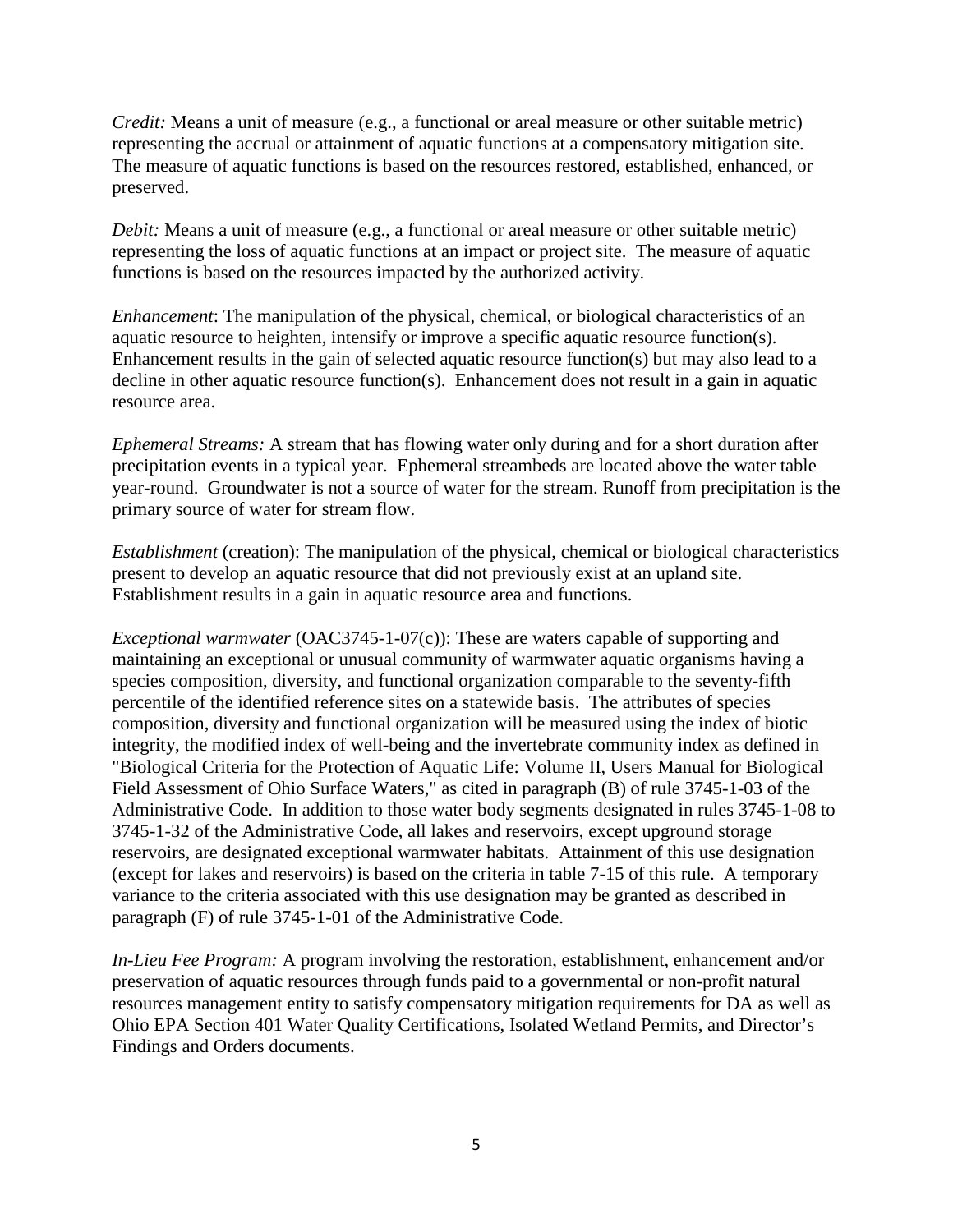*Credit:* Means a unit of measure (e.g., a functional or areal measure or other suitable metric) representing the accrual or attainment of aquatic functions at a compensatory mitigation site. The measure of aquatic functions is based on the resources restored, established, enhanced, or preserved.

*Debit:* Means a unit of measure (e.g., a functional or areal measure or other suitable metric) representing the loss of aquatic functions at an impact or project site. The measure of aquatic functions is based on the resources impacted by the authorized activity.

*Enhancement*: The manipulation of the physical, chemical, or biological characteristics of an aquatic resource to heighten, intensify or improve a specific aquatic resource function(s). Enhancement results in the gain of selected aquatic resource function(s) but may also lead to a decline in other aquatic resource function(s). Enhancement does not result in a gain in aquatic resource area.

*Ephemeral Streams:* A stream that has flowing water only during and for a short duration after precipitation events in a typical year. Ephemeral streambeds are located above the water table year-round. Groundwater is not a source of water for the stream. Runoff from precipitation is the primary source of water for stream flow.

*Establishment* (creation): The manipulation of the physical, chemical or biological characteristics present to develop an aquatic resource that did not previously exist at an upland site. Establishment results in a gain in aquatic resource area and functions.

*Exceptional warmwater* (OAC3745-1-07(c)): These are waters capable of supporting and maintaining an exceptional or unusual community of warmwater aquatic organisms having a species composition, diversity, and functional organization comparable to the seventy-fifth percentile of the identified reference sites on a statewide basis. The attributes of species composition, diversity and functional organization will be measured using the index of biotic integrity, the modified index of well-being and the invertebrate community index as defined in "Biological Criteria for the Protection of Aquatic Life: Volume II, Users Manual for Biological Field Assessment of Ohio Surface Waters," as cited in paragraph (B) of rule 3745-1-03 of the Administrative Code. In addition to those water body segments designated in rules 3745-1-08 to 3745-1-32 of the Administrative Code, all lakes and reservoirs, except upground storage reservoirs, are designated exceptional warmwater habitats. Attainment of this use designation (except for lakes and reservoirs) is based on the criteria in table 7-15 of this rule. A temporary variance to the criteria associated with this use designation may be granted as described in paragraph (F) of rule 3745-1-01 of the Administrative Code.

*In-Lieu Fee Program:* A program involving the restoration, establishment, enhancement and/or preservation of aquatic resources through funds paid to a governmental or non-profit natural resources management entity to satisfy compensatory mitigation requirements for DA as well as Ohio EPA Section 401 Water Quality Certifications, Isolated Wetland Permits, and Director's Findings and Orders documents.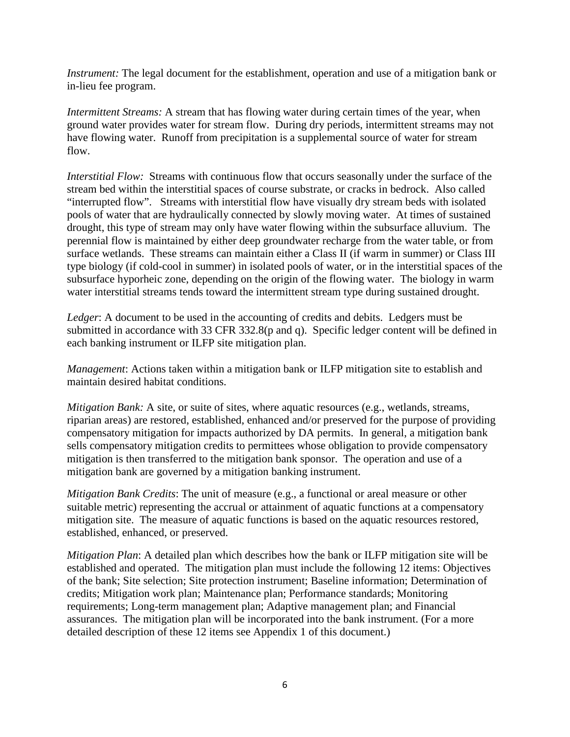*Instrument:* The legal document for the establishment, operation and use of a mitigation bank or in-lieu fee program.

*Intermittent Streams:* A stream that has flowing water during certain times of the year, when ground water provides water for stream flow. During dry periods, intermittent streams may not have flowing water. Runoff from precipitation is a supplemental source of water for stream flow.

*Interstitial Flow:* Streams with continuous flow that occurs seasonally under the surface of the stream bed within the interstitial spaces of course substrate, or cracks in bedrock. Also called "interrupted flow". Streams with interstitial flow have visually dry stream beds with isolated pools of water that are hydraulically connected by slowly moving water. At times of sustained drought, this type of stream may only have water flowing within the subsurface alluvium. The perennial flow is maintained by either deep groundwater recharge from the water table, or from surface wetlands. These streams can maintain either a Class II (if warm in summer) or Class III type biology (if cold-cool in summer) in isolated pools of water, or in the interstitial spaces of the subsurface hyporheic zone, depending on the origin of the flowing water. The biology in warm water interstitial streams tends toward the intermittent stream type during sustained drought.

*Ledger*: A document to be used in the accounting of credits and debits. Ledgers must be submitted in accordance with 33 CFR 332.8(p and q). Specific ledger content will be defined in each banking instrument or ILFP site mitigation plan.

*Management*: Actions taken within a mitigation bank or ILFP mitigation site to establish and maintain desired habitat conditions.

*Mitigation Bank:* A site, or suite of sites, where aquatic resources (e.g., wetlands, streams, riparian areas) are restored, established, enhanced and/or preserved for the purpose of providing compensatory mitigation for impacts authorized by DA permits. In general, a mitigation bank sells compensatory mitigation credits to permittees whose obligation to provide compensatory mitigation is then transferred to the mitigation bank sponsor. The operation and use of a mitigation bank are governed by a mitigation banking instrument.

*Mitigation Bank Credits*: The unit of measure (e.g., a functional or areal measure or other suitable metric) representing the accrual or attainment of aquatic functions at a compensatory mitigation site. The measure of aquatic functions is based on the aquatic resources restored, established, enhanced, or preserved.

*Mitigation Plan*: A detailed plan which describes how the bank or ILFP mitigation site will be established and operated. The mitigation plan must include the following 12 items: Objectives of the bank; Site selection; Site protection instrument; Baseline information; Determination of credits; Mitigation work plan; Maintenance plan; Performance standards; Monitoring requirements; Long-term management plan; Adaptive management plan; and Financial assurances. The mitigation plan will be incorporated into the bank instrument. (For a more detailed description of these 12 items see Appendix 1 of this document.)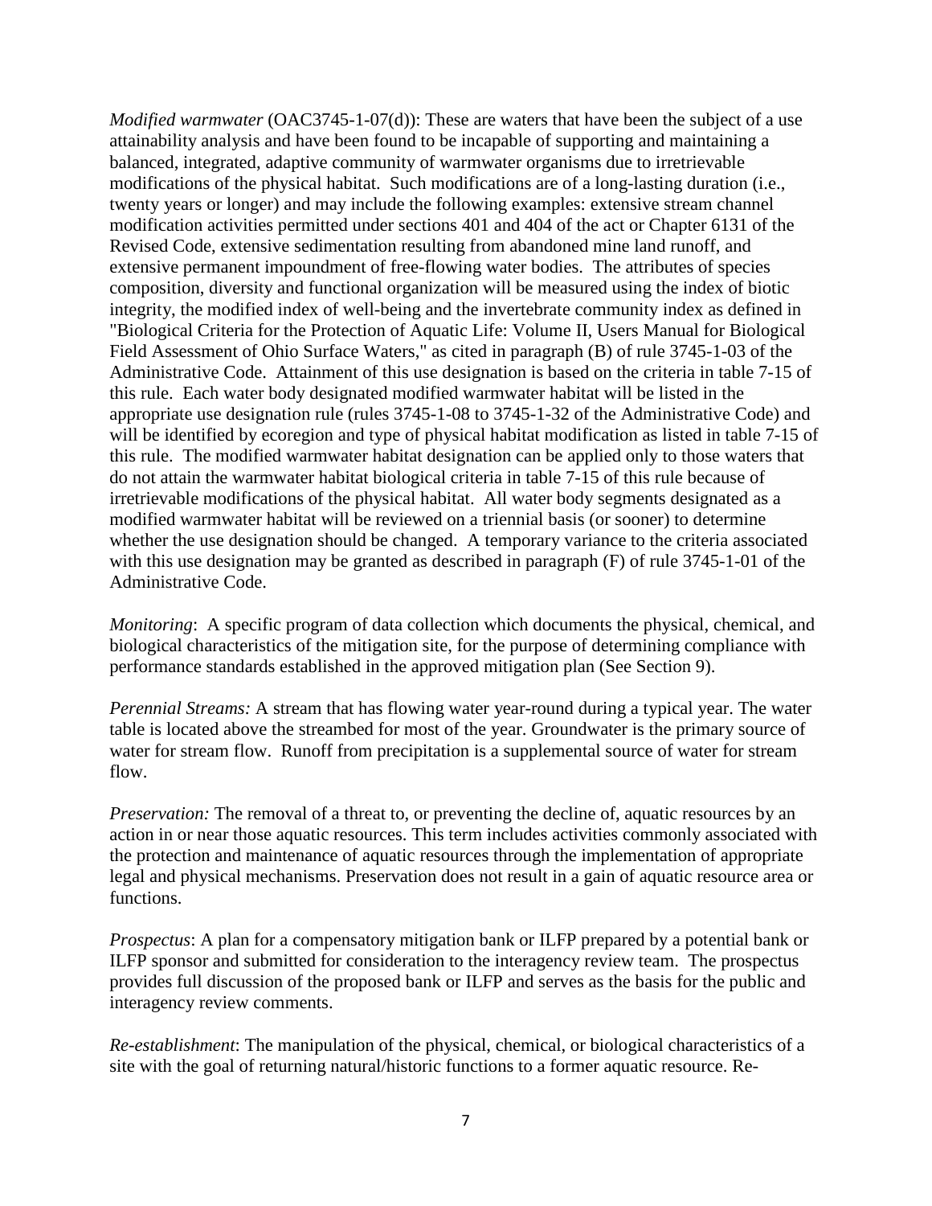*Modified warmwater* (OAC3745-1-07(d)): These are waters that have been the subject of a use attainability analysis and have been found to be incapable of supporting and maintaining a balanced, integrated, adaptive community of warmwater organisms due to irretrievable modifications of the physical habitat. Such modifications are of a long-lasting duration (i.e., twenty years or longer) and may include the following examples: extensive stream channel modification activities permitted under sections 401 and 404 of the act or Chapter 6131 of the Revised Code, extensive sedimentation resulting from abandoned mine land runoff, and extensive permanent impoundment of free-flowing water bodies. The attributes of species composition, diversity and functional organization will be measured using the index of biotic integrity, the modified index of well-being and the invertebrate community index as defined in "Biological Criteria for the Protection of Aquatic Life: Volume II, Users Manual for Biological Field Assessment of Ohio Surface Waters," as cited in paragraph (B) of rule 3745-1-03 of the Administrative Code. Attainment of this use designation is based on the criteria in table 7-15 of this rule. Each water body designated modified warmwater habitat will be listed in the appropriate use designation rule (rules 3745-1-08 to 3745-1-32 of the Administrative Code) and will be identified by ecoregion and type of physical habitat modification as listed in table 7-15 of this rule. The modified warmwater habitat designation can be applied only to those waters that do not attain the warmwater habitat biological criteria in table 7-15 of this rule because of irretrievable modifications of the physical habitat. All water body segments designated as a modified warmwater habitat will be reviewed on a triennial basis (or sooner) to determine whether the use designation should be changed. A temporary variance to the criteria associated with this use designation may be granted as described in paragraph (F) of rule 3745-1-01 of the Administrative Code.

*Monitoring*: A specific program of data collection which documents the physical, chemical, and biological characteristics of the mitigation site, for the purpose of determining compliance with performance standards established in the approved mitigation plan (See Section 9).

*Perennial Streams:* A stream that has flowing water year-round during a typical year. The water table is located above the streambed for most of the year. Groundwater is the primary source of water for stream flow. Runoff from precipitation is a supplemental source of water for stream flow.

*Preservation:* The removal of a threat to, or preventing the decline of, aquatic resources by an action in or near those aquatic resources. This term includes activities commonly associated with the protection and maintenance of aquatic resources through the implementation of appropriate legal and physical mechanisms. Preservation does not result in a gain of aquatic resource area or functions.

*Prospectus*: A plan for a compensatory mitigation bank or ILFP prepared by a potential bank or ILFP sponsor and submitted for consideration to the interagency review team. The prospectus provides full discussion of the proposed bank or ILFP and serves as the basis for the public and interagency review comments.

*Re-establishment*: The manipulation of the physical, chemical, or biological characteristics of a site with the goal of returning natural/historic functions to a former aquatic resource. Re-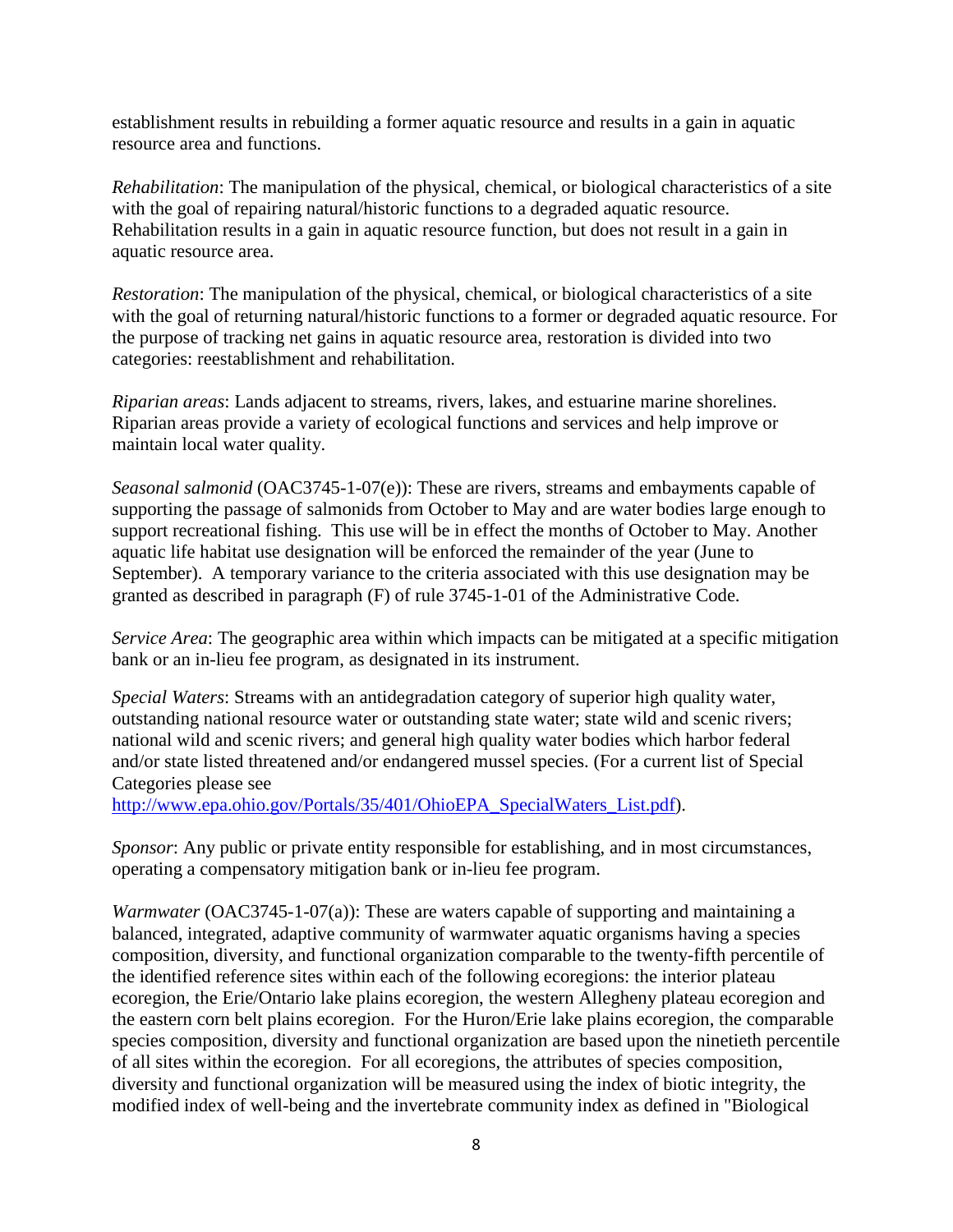establishment results in rebuilding a former aquatic resource and results in a gain in aquatic resource area and functions.

*Rehabilitation*: The manipulation of the physical, chemical, or biological characteristics of a site with the goal of repairing natural/historic functions to a degraded aquatic resource. Rehabilitation results in a gain in aquatic resource function, but does not result in a gain in aquatic resource area.

*Restoration*: The manipulation of the physical, chemical, or biological characteristics of a site with the goal of returning natural/historic functions to a former or degraded aquatic resource. For the purpose of tracking net gains in aquatic resource area, restoration is divided into two categories: reestablishment and rehabilitation.

*Riparian areas*: Lands adjacent to streams, rivers, lakes, and estuarine marine shorelines. Riparian areas provide a variety of ecological functions and services and help improve or maintain local water quality.

*Seasonal salmonid* (OAC3745-1-07(e)): These are rivers, streams and embayments capable of supporting the passage of salmonids from October to May and are water bodies large enough to support recreational fishing. This use will be in effect the months of October to May. Another aquatic life habitat use designation will be enforced the remainder of the year (June to September). A temporary variance to the criteria associated with this use designation may be granted as described in paragraph (F) of rule 3745-1-01 of the Administrative Code.

*Service Area*: The geographic area within which impacts can be mitigated at a specific mitigation bank or an in-lieu fee program, as designated in its instrument.

*Special Waters*: Streams with an antidegradation category of superior high quality water, outstanding national resource water or outstanding state water; state wild and scenic rivers; national wild and scenic rivers; and general high quality water bodies which harbor federal and/or state listed threatened and/or endangered mussel species. (For a current list of Special Categories please see [http://www.epa.ohio.gov/Portals/35/401/OhioEPA_SpecialWaters_List.pdf](http://www.epa.ohio.gov/Portals/35/401/OhioEPA_SpecialWaters_List.pdf)).

*Sponsor*: Any public or private entity responsible for establishing, and in most circumstances, operating a compensatory mitigation bank or in-lieu fee program.

*Warmwater* (OAC3745-1-07(a)): These are waters capable of supporting and maintaining a balanced, integrated, adaptive community of warmwater aquatic organisms having a species composition, diversity, and functional organization comparable to the twenty-fifth percentile of the identified reference sites within each of the following ecoregions: the interior plateau ecoregion, the Erie/Ontario lake plains ecoregion, the western Allegheny plateau ecoregion and the eastern corn belt plains ecoregion. For the Huron/Erie lake plains ecoregion, the comparable species composition, diversity and functional organization are based upon the ninetieth percentile of all sites within the ecoregion. For all ecoregions, the attributes of species composition, diversity and functional organization will be measured using the index of biotic integrity, the modified index of well-being and the invertebrate community index as defined in "Biological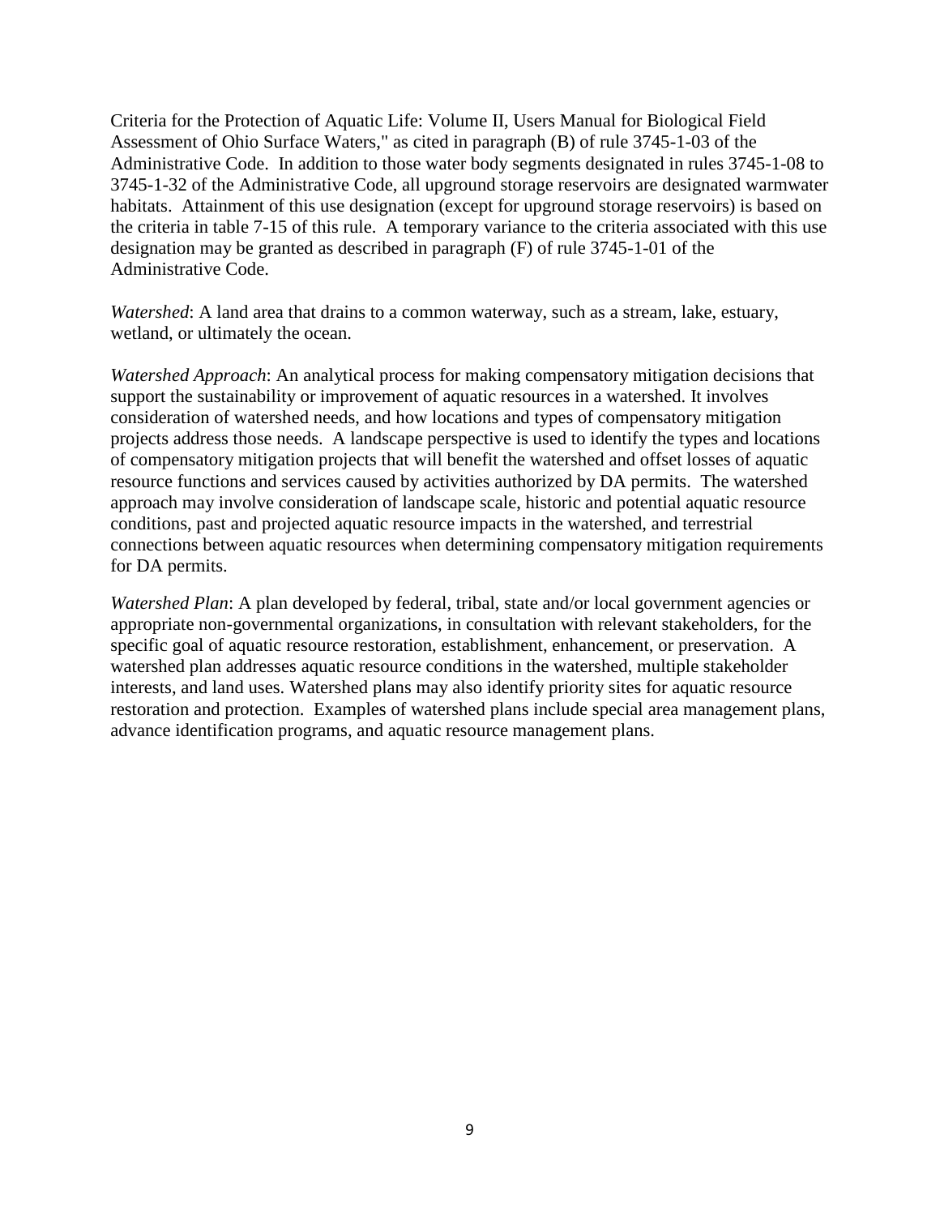Criteria for the Protection of Aquatic Life: Volume II, Users Manual for Biological Field Assessment of Ohio Surface Waters," as cited in paragraph (B) of rule 3745-1-03 of the Administrative Code. In addition to those water body segments designated in rules 3745-1-08 to 3745-1-32 of the Administrative Code, all upground storage reservoirs are designated warmwater habitats. Attainment of this use designation (except for upground storage reservoirs) is based on the criteria in table 7-15 of this rule. A temporary variance to the criteria associated with this use designation may be granted as described in paragraph (F) of rule 3745-1-01 of the Administrative Code.

*Watershed*: A land area that drains to a common waterway, such as a stream, lake, estuary, wetland, or ultimately the ocean.

*Watershed Approach*: An analytical process for making compensatory mitigation decisions that support the sustainability or improvement of aquatic resources in a watershed. It involves consideration of watershed needs, and how locations and types of compensatory mitigation projects address those needs. A landscape perspective is used to identify the types and locations of compensatory mitigation projects that will benefit the watershed and offset losses of aquatic resource functions and services caused by activities authorized by DA permits. The watershed approach may involve consideration of landscape scale, historic and potential aquatic resource conditions, past and projected aquatic resource impacts in the watershed, and terrestrial connections between aquatic resources when determining compensatory mitigation requirements for DA permits.

*Watershed Plan*: A plan developed by federal, tribal, state and/or local government agencies or appropriate non-governmental organizations, in consultation with relevant stakeholders, for the specific goal of aquatic resource restoration, establishment, enhancement, or preservation. A watershed plan addresses aquatic resource conditions in the watershed, multiple stakeholder interests, and land uses. Watershed plans may also identify priority sites for aquatic resource restoration and protection. Examples of watershed plans include special area management plans, advance identification programs, and aquatic resource management plans.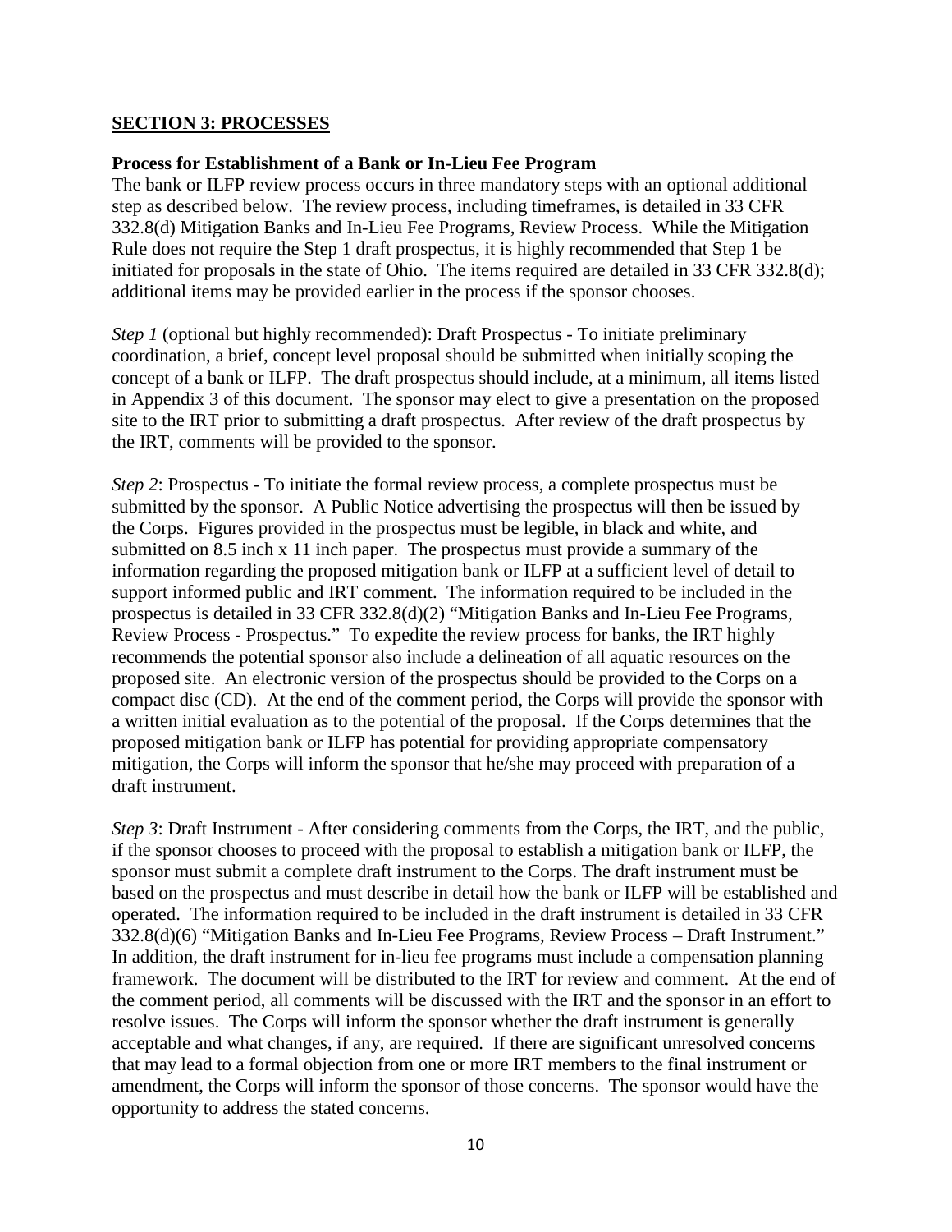## **SECTION 3: PROCESSES**

**Process for Establishment of a Bank or In-Lieu Fee Program**

The bank or ILFP review process occurs in three mandatory steps with an optional additional step as described below. The review process, including timeframes, is detailed in 33 CFR 332.8(d) Mitigation Banks and In-Lieu Fee Programs, Review Process. While the Mitigation Rule does not require the Step 1 draft prospectus, it is highly recommended that Step 1 be initiated for proposals in the state of Ohio. The items required are detailed in 33 CFR 332.8(d); additional items may be provided earlier in the process if the sponsor chooses.

*Step 1* (optional but highly recommended): Draft Prospectus - To initiate preliminary coordination, a brief, concept level proposal should be submitted when initially scoping the concept of a bank or ILFP. The draft prospectus should include, at a minimum, all items listed in Appendix 3 of this document. The sponsor may elect to give a presentation on the proposed site to the IRT prior to submitting a draft prospectus. After review of the draft prospectus by the IRT, comments will be provided to the sponsor.

*Step 2*: Prospectus - To initiate the formal review process, a complete prospectus must be submitted by the sponsor. A Public Notice advertising the prospectus will then be issued by the Corps. Figures provided in the prospectus must be legible, in black and white, and submitted on 8.5 inch x 11 inch paper. The prospectus must provide a summary of the information regarding the proposed mitigation bank or ILFP at a sufficient level of detail to support informed public and IRT comment. The information required to be included in the prospectus is detailed in 33 CFR 332.8(d)(2) "Mitigation Banks and In-Lieu Fee Programs, Review Process - Prospectus." To expedite the review process for banks, the IRT highly recommends the potential sponsor also include a delineation of all aquatic resources on the proposed site. An electronic version of the prospectus should be provided to the Corps on a compact disc (CD). At the end of the comment period, the Corps will provide the sponsor with a written initial evaluation as to the potential of the proposal. If the Corps determines that the proposed mitigation bank or ILFP has potential for providing appropriate compensatory mitigation, the Corps will inform the sponsor that he/she may proceed with preparation of a draft instrument.

*Step 3*: Draft Instrument - After considering comments from the Corps, the IRT, and the public, if the sponsor chooses to proceed with the proposal to establish a mitigation bank or ILFP, the sponsor must submit a complete draft instrument to the Corps. The draft instrument must be based on the prospectus and must describe in detail how the bank or ILFP will be established and operated. The information required to be included in the draft instrument is detailed in 33 CFR 332.8(d)(6) "Mitigation Banks and In-Lieu Fee Programs, Review Process – Draft Instrument." In addition, the draft instrument for in-lieu fee programs must include a compensation planning framework. The document will be distributed to the IRT for review and comment. At the end of the comment period, all comments will be discussed with the IRT and the sponsor in an effort to resolve issues. The Corps will inform the sponsor whether the draft instrument is generally acceptable and what changes, if any, are required. If there are significant unresolved concerns that may lead to a formal objection from one or more IRT members to the final instrument or amendment, the Corps will inform the sponsor of those concerns. The sponsor would have the opportunity to address the stated concerns.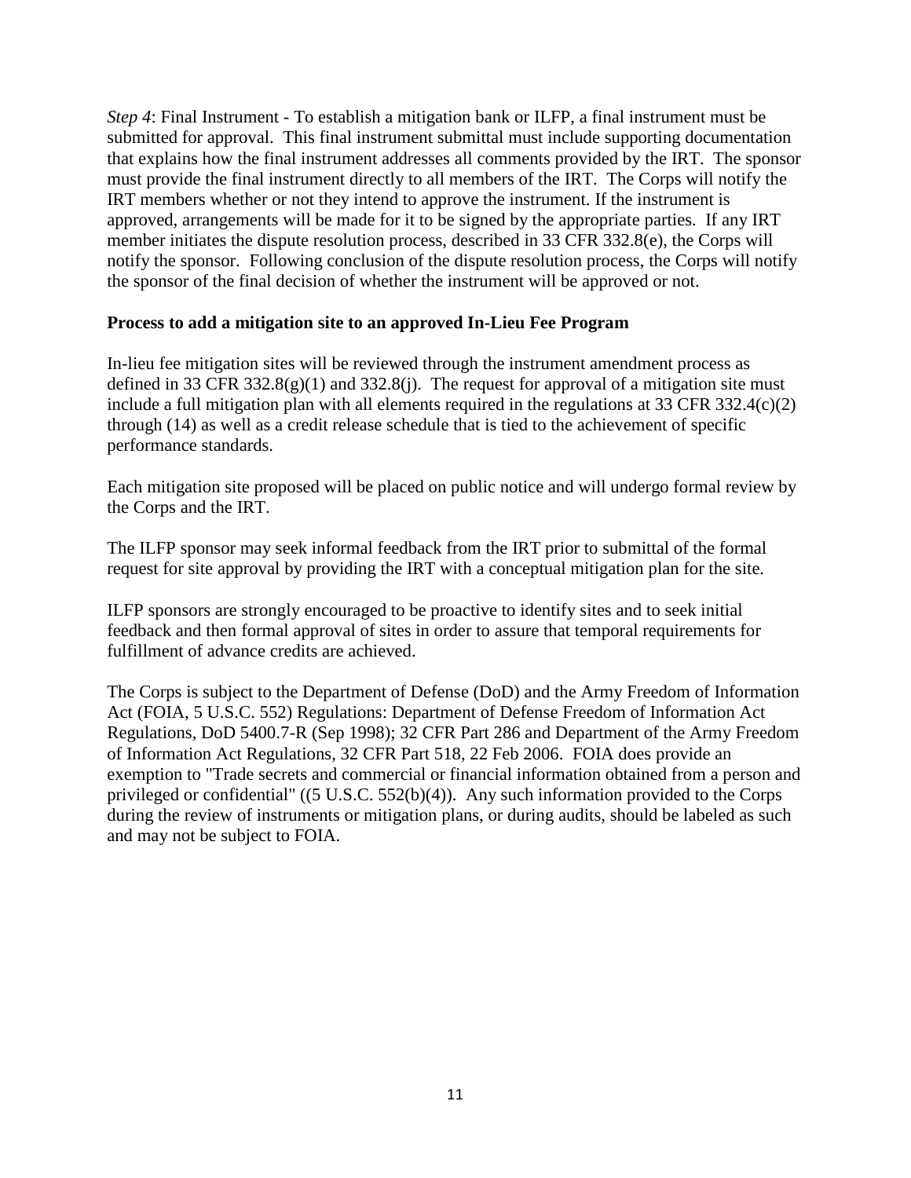*Step 4*: Final Instrument - To establish a mitigation bank or ILFP, a final instrument must be submitted for approval. This final instrument submittal must include supporting documentation that explains how the final instrument addresses all comments provided by the IRT. The sponsor must provide the final instrument directly to all members of the IRT. The Corps will notify the IRT members whether or not they intend to approve the instrument. If the instrument is approved, arrangements will be made for it to be signed by the appropriate parties. If any IRT member initiates the dispute resolution process, described in 33 CFR 332.8(e), the Corps will notify the sponsor. Following conclusion of the dispute resolution process, the Corps will notify the sponsor of the final decision of whether the instrument will be approved or not.

**Process to add a mitigation site to an approved In-Lieu Fee Program**

In-lieu fee mitigation sites will be reviewed through the instrument amendment process as defined in 33 CFR 332.8(g)(1) and 332.8(j). The request for approval of a mitigation site must include a full mitigation plan with all elements required in the regulations at 33 CFR 332.4(c)(2) through (14) as well as a credit release schedule that is tied to the achievement of specific performance standards.

Each mitigation site proposed will be placed on public notice and will undergo formal review by the Corps and the IRT.

The ILFP sponsor may seek informal feedback from the IRT prior to submittal of the formal request for site approval by providing the IRT with a conceptual mitigation plan for the site.

ILFP sponsors are strongly encouraged to be proactive to identify sites and to seek initial feedback and then formal approval of sites in order to assure that temporal requirements for fulfillment of advance credits are achieved.

The Corps is subject to the Department of Defense (DoD) and the Army Freedom of Information Act (FOIA, 5 U.S.C. 552) Regulations: Department of Defense Freedom of Information Act Regulations, DoD 5400.7-R (Sep 1998); 32 CFR Part 286 and Department of the Army Freedom of Information Act Regulations, 32 CFR Part 518, 22 Feb 2006. FOIA does provide an exemption to "Trade secrets and commercial or financial information obtained from a person and privileged or confidential" ((5 U.S.C. 552(b)(4)). Any such information provided to the Corps during the review of instruments or mitigation plans, or during audits, should be labeled as such and may not be subject to FOIA.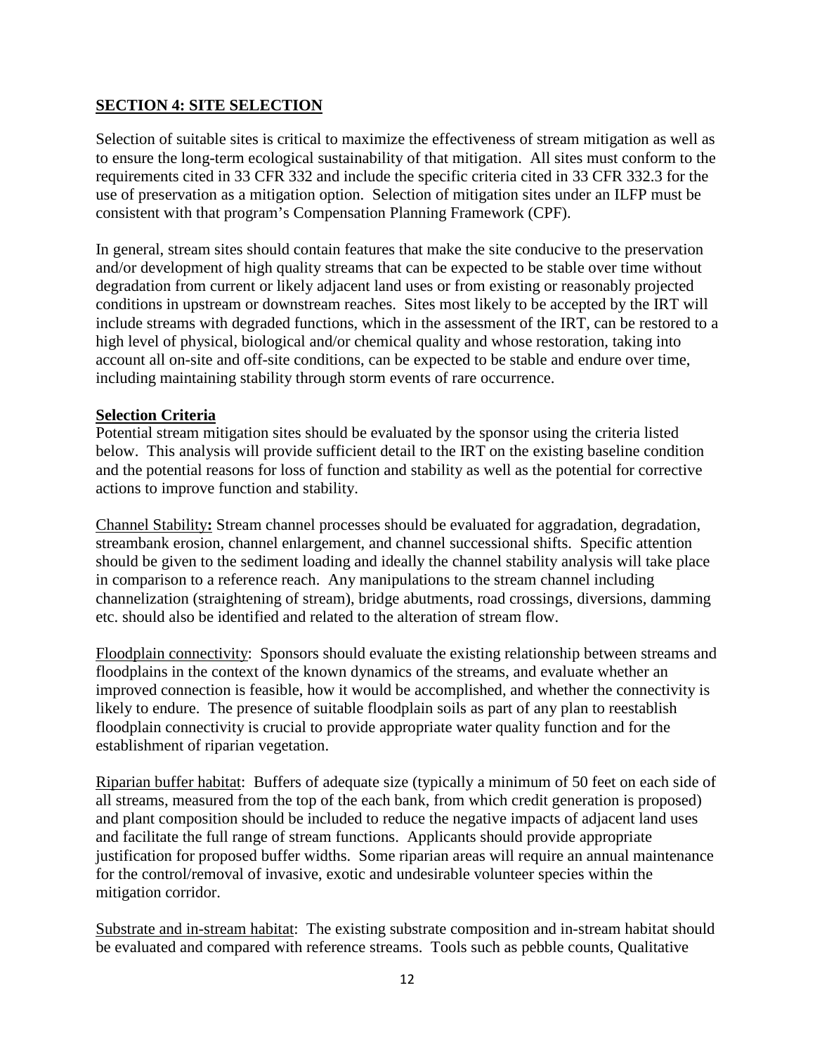## SECTION 4: SITE SELECTION

Selection of suitable sites is critical to maximize the effectiveness of stream mitigation as well as to ensure the long-term ecological sustainability of that mitigation. All sites must conform to the requirements cited in 33 CFR 332 and include the specific criteria cited in 33 CFR 332.3 for the use of preservation as a mitigation option. Selection of mitigation sites under an ILFP must be consistent with that program's Compensation Planning Framework (CPF).

In general, stream sites should contain features that make the site conducive to the preservation and/or development of high quality streams that can be expected to be stable over time without degradation from current or likely adjacent land uses or from existing or reasonably projected conditions in upstream or downstream reaches. Sites most likely to be accepted by the IRT will include streams with degraded functions, which in the assessment of the IRT, can be restored to a high level of physical, biological and/or chemical quality and whose restoration, taking into account all on-site and off-site conditions, can be expected to be stable and endure over time, including maintaining stability through storm events of rare occurrence.

### Selection Criteria

Potential stream mitigation sites should be evaluated by the sponsor using the criteria listed below. This analysis will provide sufficient detail to the IRT on the existing baseline condition and the potential reasons for loss of function and stability as well as the potential for corrective actions to improve function and stability.

Channel Stability**:** Stream channel processes should be evaluated for aggradation, degradation, streambank erosion, channel enlargement, and channel successional shifts. Specific attention should be given to the sediment loading and ideally the channel stability analysis will take place in comparison to a reference reach. Any manipulations to the stream channel including channelization (straightening of stream), bridge abutments, road crossings, diversions, damming etc. should also be identified and related to the alteration of stream flow.

Floodplain connectivity: Sponsors should evaluate the existing relationship between streams and floodplains in the context of the known dynamics of the streams, and evaluate whether an improved connection is feasible, how it would be accomplished, and whether the connectivity is likely to endure. The presence of suitable floodplain soils as part of any plan to reestablish floodplain connectivity is crucial to provide appropriate water quality function and for the establishment of riparian vegetation.

Riparian buffer habitat: Buffers of adequate size (typically a minimum of 50 feet on each side of all streams, measured from the top of the each bank, from which credit generation is proposed) and plant composition should be included to reduce the negative impacts of adjacent land uses and facilitate the full range of stream functions. Applicants should provide appropriate justification for proposed buffer widths. Some riparian areas will require an annual maintenance for the control/removal of invasive, exotic and undesirable volunteer species within the mitigation corridor.

Substrate and in-stream habitat: The existing substrate composition and in-stream habitat should be evaluated and compared with reference streams. Tools such as pebble counts, Qualitative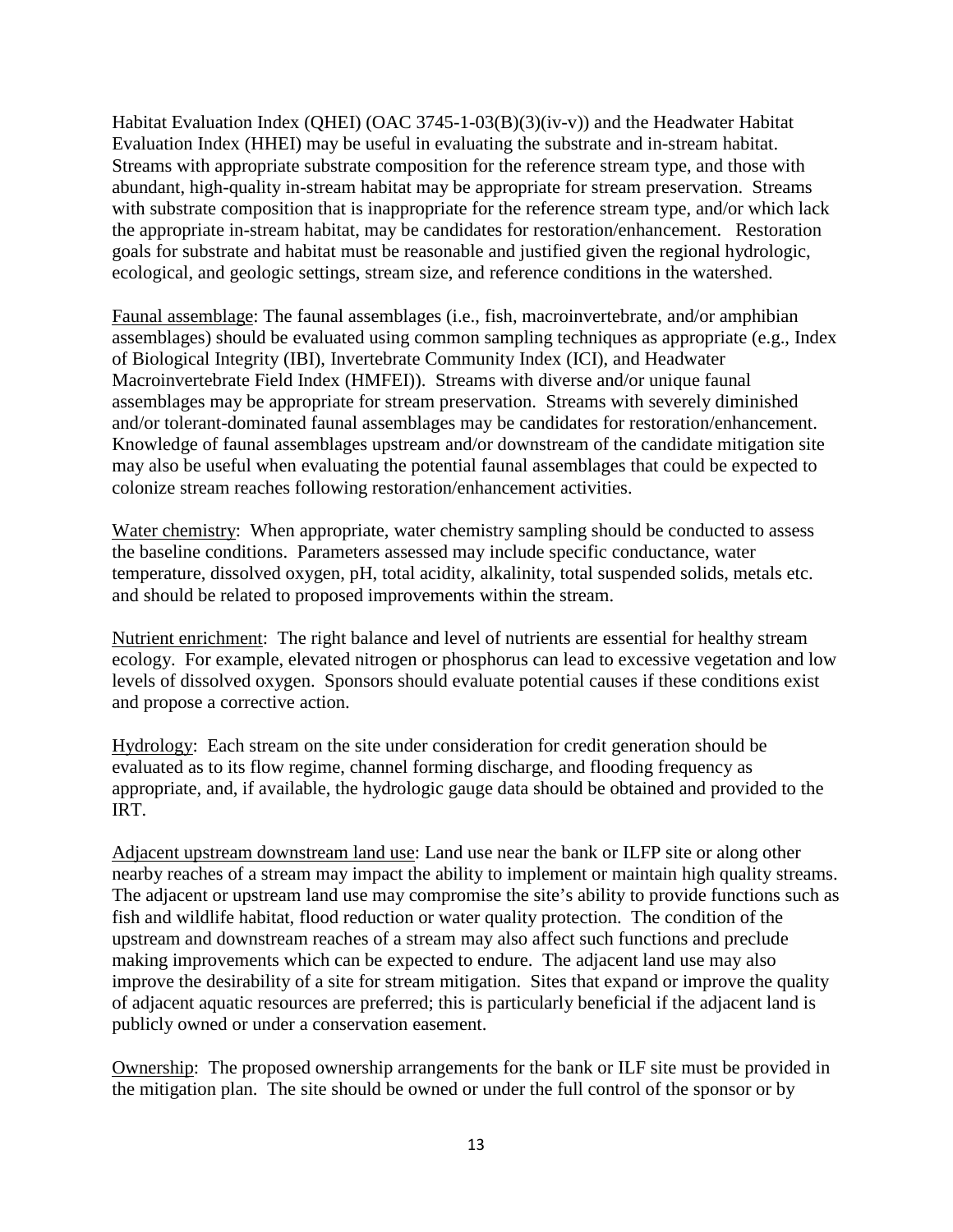Habitat Evaluation Index (QHEI) (OAC 3745-1-03(B)(3)(iv-v)) and the Headwater Habitat Evaluation Index (HHEI) may be useful in evaluating the substrate and in-stream habitat. Streams with appropriate substrate composition for the reference stream type, and those with abundant, high-quality in-stream habitat may be appropriate for stream preservation. Streams with substrate composition that is inappropriate for the reference stream type, and/or which lack the appropriate in-stream habitat, may be candidates for restoration/enhancement. Restoration goals for substrate and habitat must be reasonable and justified given the regional hydrologic, ecological, and geologic settings, stream size, and reference conditions in the watershed.

<u>Faunal assemblage</u>: The faunal assemblages (i.e., fish, macroinvertebrate, and/or amphibian assemblages) should be evaluated using common sampling techniques as appropriate (e.g., Index of Biological Integrity (IBI), Invertebrate Community Index (ICI), and Headwater Macroinvertebrate Field Index (HMFEI)). Streams with diverse and/or unique faunal assemblages may be appropriate for stream preservation. Streams with severely diminished and/or tolerant-dominated faunal assemblages may be candidates for restoration/enhancement. Knowledge of faunal assemblages upstream and/or downstream of the candidate mitigation site may also be useful when evaluating the potential faunal assemblages that could be expected to colonize stream reaches following restoration/enhancement activities.

<u>Water chemistry</u>: When appropriate, water chemistry sampling should be conducted to assess the baseline conditions. Parameters assessed may include specific conductance, water temperature, dissolved oxygen, pH, total acidity, alkalinity, total suspended solids, metals etc. and should be related to proposed improvements within the stream.

<u>Nutrient enrichment</u>: The right balance and level of nutrients are essential for healthy stream ecology. For example, elevated nitrogen or phosphorus can lead to excessive vegetation and low levels of dissolved oxygen. Sponsors should evaluate potential causes if these conditions exist and propose a corrective action.

<u>Hydrology</u>: Each stream on the site under consideration for credit generation should be evaluated as to its flow regime, channel forming discharge, and flooding frequency as appropriate, and, if available, the hydrologic gauge data should be obtained and provided to the IRT.

<u>Adjacent upstream downstream land use</u>: Land use near the bank or ILFP site or along other nearby reaches of a stream may impact the ability to implement or maintain high quality streams. The adjacent or upstream land use may compromise the site's ability to provide functions such as fish and wildlife habitat, flood reduction or water quality protection. The condition of the upstream and downstream reaches of a stream may also affect such functions and preclude making improvements which can be expected to endure. The adjacent land use may also improve the desirability of a site for stream mitigation. Sites that expand or improve the quality of adjacent aquatic resources are preferred; this is particularly beneficial if the adjacent land is publicly owned or under a conservation easement.

<u>Ownership</u>: The proposed ownership arrangements for the bank or ILF site must be provided in the mitigation plan. The site should be owned or under the full control of the sponsor or by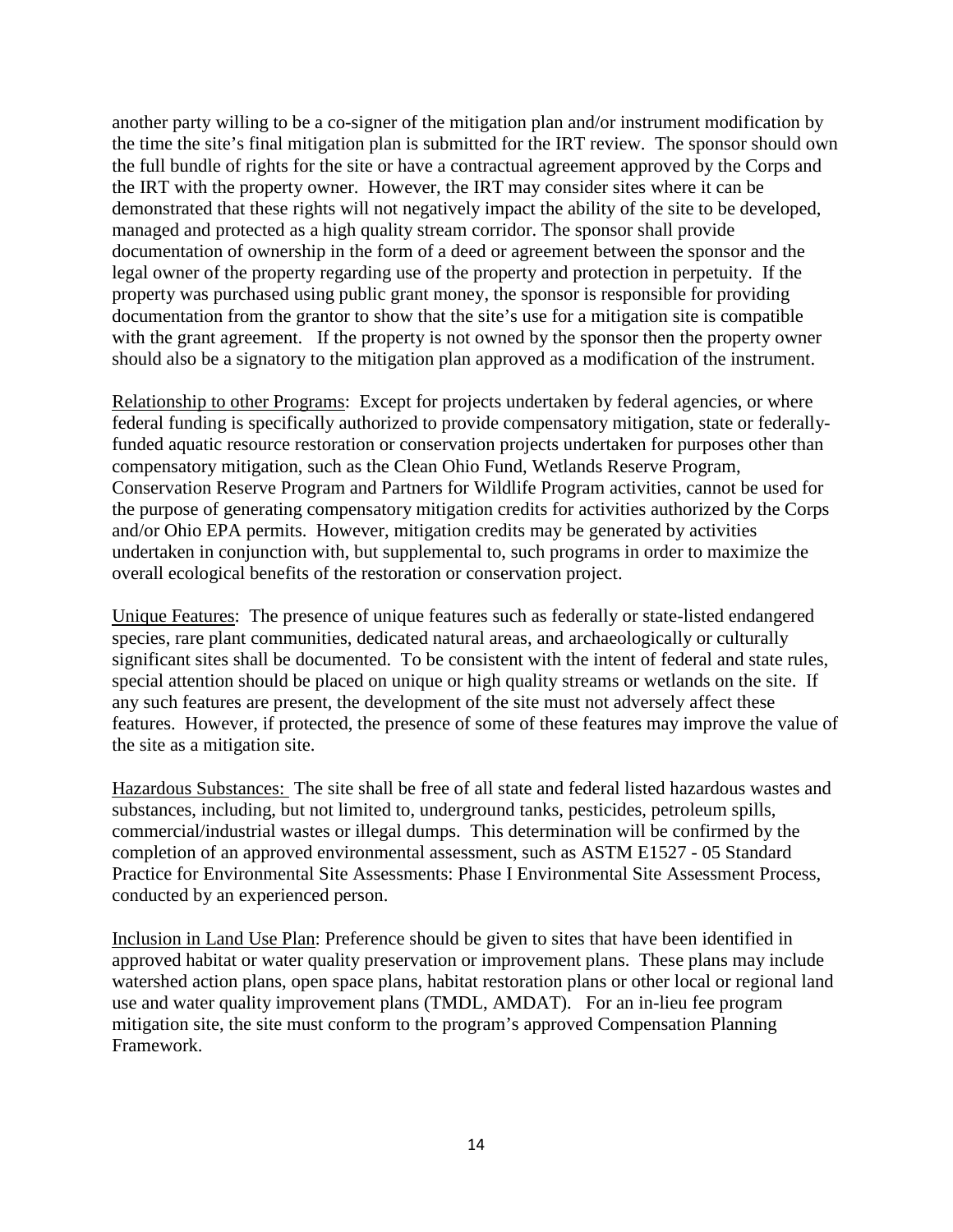another party willing to be a co-signer of the mitigation plan and/or instrument modification by the time the site's final mitigation plan is submitted for the IRT review. The sponsor should own the full bundle of rights for the site or have a contractual agreement approved by the Corps and the IRT with the property owner. However, the IRT may consider sites where it can be demonstrated that these rights will not negatively impact the ability of the site to be developed, managed and protected as a high quality stream corridor. The sponsor shall provide documentation of ownership in the form of a deed or agreement between the sponsor and the legal owner of the property regarding use of the property and protection in perpetuity. If the property was purchased using public grant money, the sponsor is responsible for providing documentation from the grantor to show that the site's use for a mitigation site is compatible with the grant agreement. If the property is not owned by the sponsor then the property owner should also be a signatory to the mitigation plan approved as a modification of the instrument.

<u>Relationship to other Programs</u>: Except for projects undertaken by federal agencies, or where federal funding is specifically authorized to provide compensatory mitigation, state or federally-funded aquatic resource restoration or conservation projects undertaken for purposes other than compensatory mitigation, such as the Clean Ohio Fund, Wetlands Reserve Program, Conservation Reserve Program and Partners for Wildlife Program activities, cannot be used for the purpose of generating compensatory mitigation credits for activities authorized by the Corps and/or Ohio EPA permits. However, mitigation credits may be generated by activities undertaken in conjunction with, but supplemental to, such programs in order to maximize the overall ecological benefits of the restoration or conservation project.

<u>Unique Features</u>: The presence of unique features such as federally or state-listed endangered species, rare plant communities, dedicated natural areas, and archaeologically or culturally significant sites shall be documented. To be consistent with the intent of federal and state rules, special attention should be placed on unique or high quality streams or wetlands on the site. If any such features are present, the development of the site must not adversely affect these features. However, if protected, the presence of some of these features may improve the value of the site as a mitigation site.

<u>Hazardous Substances:</u> The site shall be free of all state and federal listed hazardous wastes and substances, including, but not limited to, underground tanks, pesticides, petroleum spills, commercial/industrial wastes or illegal dumps. This determination will be confirmed by the completion of an approved environmental assessment, such as ASTM E1527 - 05 Standard Practice for Environmental Site Assessments: Phase I Environmental Site Assessment Process, conducted by an experienced person.

<u>Inclusion in Land Use Plan</u>: Preference should be given to sites that have been identified in approved habitat or water quality preservation or improvement plans. These plans may include watershed action plans, open space plans, habitat restoration plans or other local or regional land use and water quality improvement plans (TMDL, AMDAT). For an in-lieu fee program mitigation site, the site must conform to the program's approved Compensation Planning Framework.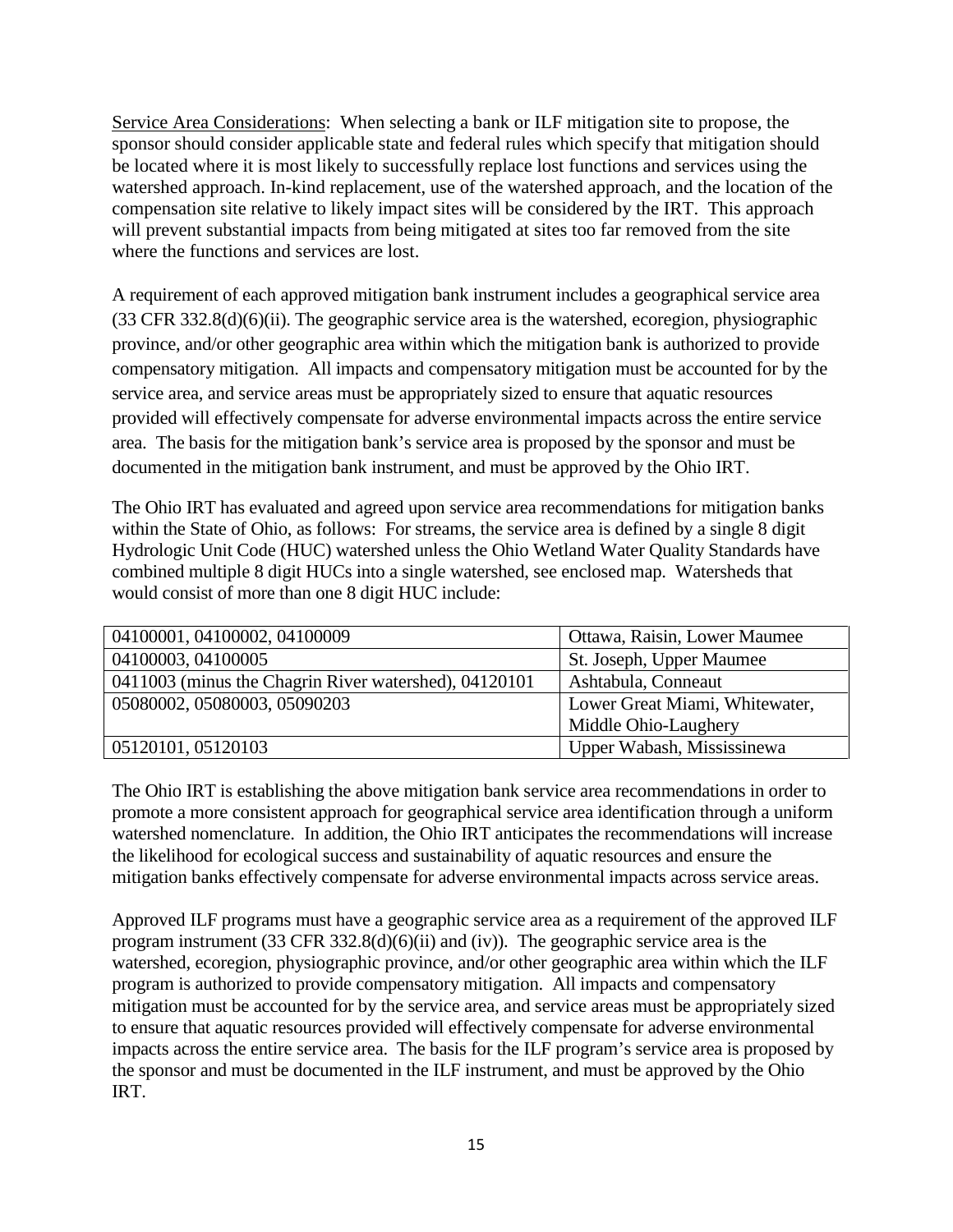Service Area Considerations: When selecting a bank or ILF mitigation site to propose, the sponsor should consider applicable state and federal rules which specify that mitigation should be located where it is most likely to successfully replace lost functions and services using the watershed approach. In-kind replacement, use of the watershed approach, and the location of the compensation site relative to likely impact sites will be considered by the IRT. This approach will prevent substantial impacts from being mitigated at sites too far removed from the site where the functions and services are lost.

A requirement of each approved mitigation bank instrument includes a geographical service area (33 CFR 332.8(d)(6)(ii). The geographic service area is the watershed, ecoregion, physiographic province, and/or other geographic area within which the mitigation bank is authorized to provide compensatory mitigation. All impacts and compensatory mitigation must be accounted for by the service area, and service areas must be appropriately sized to ensure that aquatic resources provided will effectively compensate for adverse environmental impacts across the entire service area. The basis for the mitigation bank's service area is proposed by the sponsor and must be documented in the mitigation bank instrument, and must be approved by the Ohio IRT.

The Ohio IRT has evaluated and agreed upon service area recommendations for mitigation banks within the State of Ohio, as follows: For streams, the service area is defined by a single 8 digit Hydrologic Unit Code (HUC) watershed unless the Ohio Wetland Water Quality Standards have combined multiple 8 digit HUCs into a single watershed, see enclosed map. Watersheds that would consist of more than one 8 digit HUC include:

| | |
|---|---|
| 04100001, 04100002, 04100009 | Ottawa, Raisin, Lower Maumee |
| 04100003, 04100005 | St. Joseph, Upper Maumee |
| 0411003 (minus the Chagrin River watershed), 04120101 | Ashtabula, Conneaut |
| 05080002, 05080003, 05090203 | Lower Great Miami, Whitewater, Middle Ohio-Laughery |
| 05120101, 05120103 | Upper Wabash, Mississinewa |

The Ohio IRT is establishing the above mitigation bank service area recommendations in order to promote a more consistent approach for geographical service area identification through a uniform watershed nomenclature. In addition, the Ohio IRT anticipates the recommendations will increase the likelihood for ecological success and sustainability of aquatic resources and ensure the mitigation banks effectively compensate for adverse environmental impacts across service areas.

Approved ILF programs must have a geographic service area as a requirement of the approved ILF program instrument (33 CFR 332.8(d)(6)(ii) and (iv)). The geographic service area is the watershed, ecoregion, physiographic province, and/or other geographic area within which the ILF program is authorized to provide compensatory mitigation. All impacts and compensatory mitigation must be accounted for by the service area, and service areas must be appropriately sized to ensure that aquatic resources provided will effectively compensate for adverse environmental impacts across the entire service area. The basis for the ILF program's service area is proposed by the sponsor and must be documented in the ILF instrument, and must be approved by the Ohio IRT.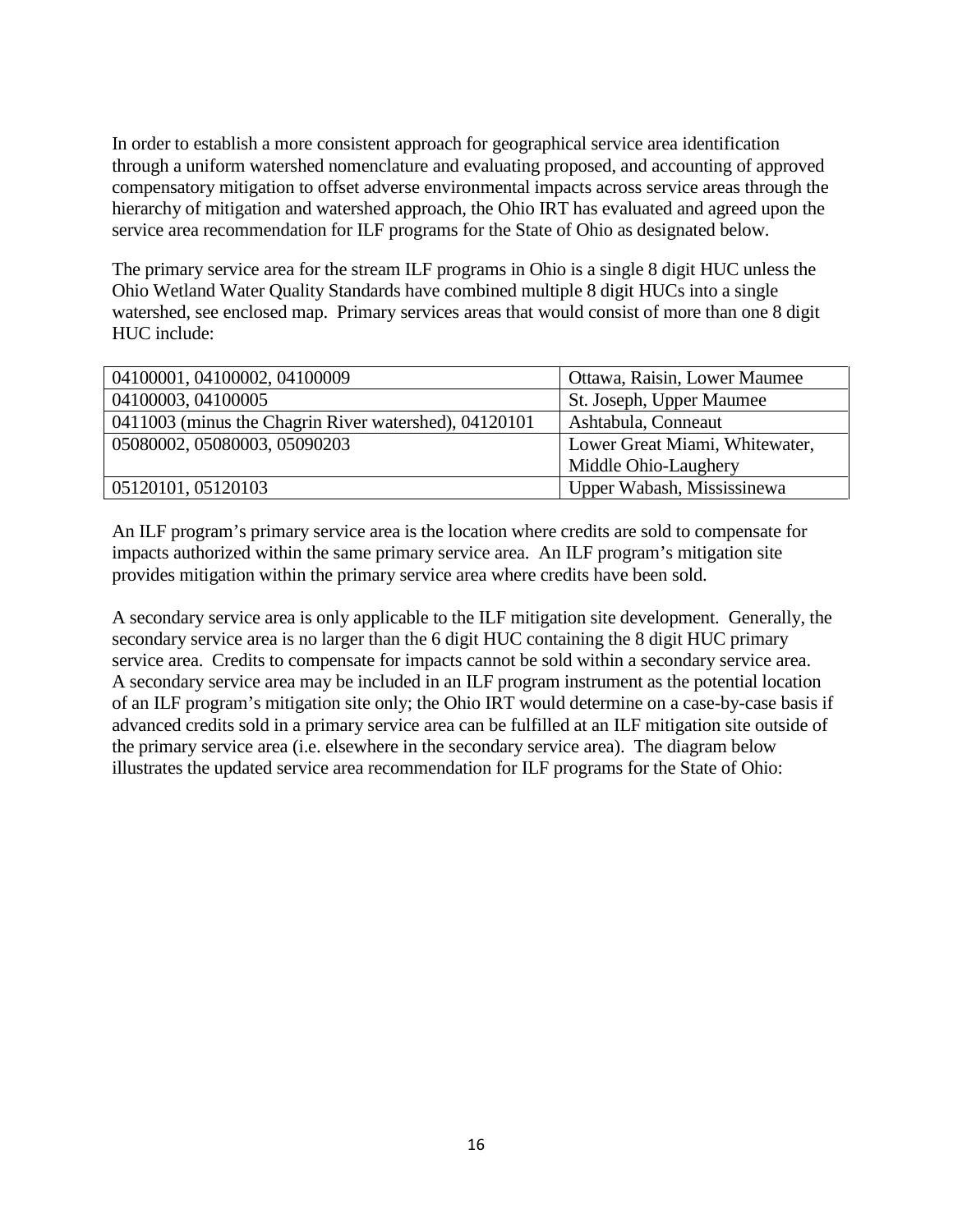In order to establish a more consistent approach for geographical service area identification through a uniform watershed nomenclature and evaluating proposed, and accounting of approved compensatory mitigation to offset adverse environmental impacts across service areas through the hierarchy of mitigation and watershed approach, the Ohio IRT has evaluated and agreed upon the service area recommendation for ILF programs for the State of Ohio as designated below.

The primary service area for the stream ILF programs in Ohio is a single 8 digit HUC unless the Ohio Wetland Water Quality Standards have combined multiple 8 digit HUCs into a single watershed, see enclosed map. Primary services areas that would consist of more than one 8 digit HUC include:

| | |
|---|---|
| 04100001, 04100002, 04100009 | Ottawa, Raisin, Lower Maumee |
| 04100003, 04100005 | St. Joseph, Upper Maumee |
| 0411003 (minus the Chagrin River watershed), 04120101 | Ashtabula, Conneaut |
| 05080002, 05080003, 05090203 | Lower Great Miami, Whitewater, Middle Ohio-Laughery |
| 05120101, 05120103 | Upper Wabash, Mississinewa |

An ILF program's primary service area is the location where credits are sold to compensate for impacts authorized within the same primary service area. An ILF program's mitigation site provides mitigation within the primary service area where credits have been sold.

A secondary service area is only applicable to the ILF mitigation site development. Generally, the secondary service area is no larger than the 6 digit HUC containing the 8 digit HUC primary service area. Credits to compensate for impacts cannot be sold within a secondary service area. A secondary service area may be included in an ILF program instrument as the potential location of an ILF program's mitigation site only; the Ohio IRT would determine on a case-by-case basis if advanced credits sold in a primary service area can be fulfilled at an ILF mitigation site outside of the primary service area (i.e. elsewhere in the secondary service area). The diagram below illustrates the updated service area recommendation for ILF programs for the State of Ohio: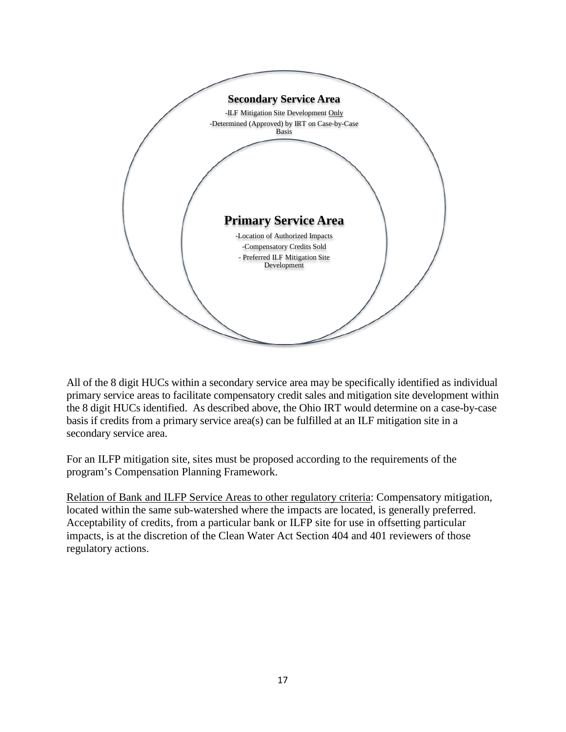**Secondary Service Area**

-ILF Mitigation Site Development Only

-Determined (Approved) by IRT on Case-by-Case Basis

**Primary Service Area**

-Location of Authorized Impacts

-Compensatory Credits Sold

- Preferred ILF Mitigation Site Development

All of the 8 digit HUCs within a secondary service area may be specifically identified as individual primary service areas to facilitate compensatory credit sales and mitigation site development within the 8 digit HUCs identified. As described above, the Ohio IRT would determine on a case-by-case basis if credits from a primary service area(s) can be fulfilled at an ILF mitigation site in a secondary service area.

For an ILFP mitigation site, sites must be proposed according to the requirements of the program's Compensation Planning Framework.

Relation of Bank and ILFP Service Areas to other regulatory criteria: Compensatory mitigation, located within the same sub-watershed where the impacts are located, is generally preferred. Acceptability of credits, from a particular bank or ILFP site for use in offsetting particular impacts, is at the discretion of the Clean Water Act Section 404 and 401 reviewers of those regulatory actions.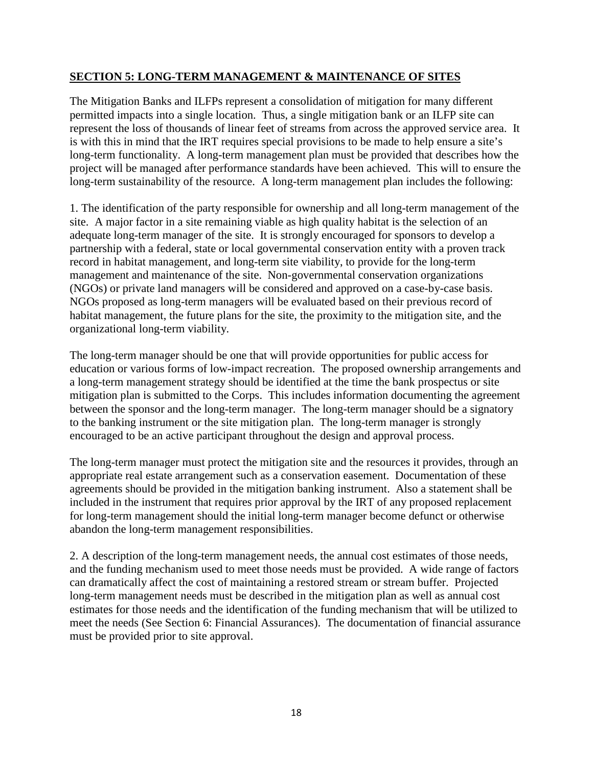## SECTION 5: LONG-TERM MANAGEMENT & MAINTENANCE OF SITES

The Mitigation Banks and ILFPs represent a consolidation of mitigation for many different permitted impacts into a single location. Thus, a single mitigation bank or an ILFP site can represent the loss of thousands of linear feet of streams from across the approved service area. It is with this in mind that the IRT requires special provisions to be made to help ensure a site's long-term functionality. A long-term management plan must be provided that describes how the project will be managed after performance standards have been achieved. This will to ensure the long-term sustainability of the resource. A long-term management plan includes the following:

1. The identification of the party responsible for ownership and all long-term management of the site. A major factor in a site remaining viable as high quality habitat is the selection of an adequate long-term manager of the site. It is strongly encouraged for sponsors to develop a partnership with a federal, state or local governmental conservation entity with a proven track record in habitat management, and long-term site viability, to provide for the long-term management and maintenance of the site. Non-governmental conservation organizations (NGOs) or private land managers will be considered and approved on a case-by-case basis. NGOs proposed as long-term managers will be evaluated based on their previous record of habitat management, the future plans for the site, the proximity to the mitigation site, and the organizational long-term viability.

The long-term manager should be one that will provide opportunities for public access for education or various forms of low-impact recreation. The proposed ownership arrangements and a long-term management strategy should be identified at the time the bank prospectus or site mitigation plan is submitted to the Corps. This includes information documenting the agreement between the sponsor and the long-term manager. The long-term manager should be a signatory to the banking instrument or the site mitigation plan. The long-term manager is strongly encouraged to be an active participant throughout the design and approval process.

The long-term manager must protect the mitigation site and the resources it provides, through an appropriate real estate arrangement such as a conservation easement. Documentation of these agreements should be provided in the mitigation banking instrument. Also a statement shall be included in the instrument that requires prior approval by the IRT of any proposed replacement for long-term management should the initial long-term manager become defunct or otherwise abandon the long-term management responsibilities.

2. A description of the long-term management needs, the annual cost estimates of those needs, and the funding mechanism used to meet those needs must be provided. A wide range of factors can dramatically affect the cost of maintaining a restored stream or stream buffer. Projected long-term management needs must be described in the mitigation plan as well as annual cost estimates for those needs and the identification of the funding mechanism that will be utilized to meet the needs (See Section 6: Financial Assurances). The documentation of financial assurance must be provided prior to site approval.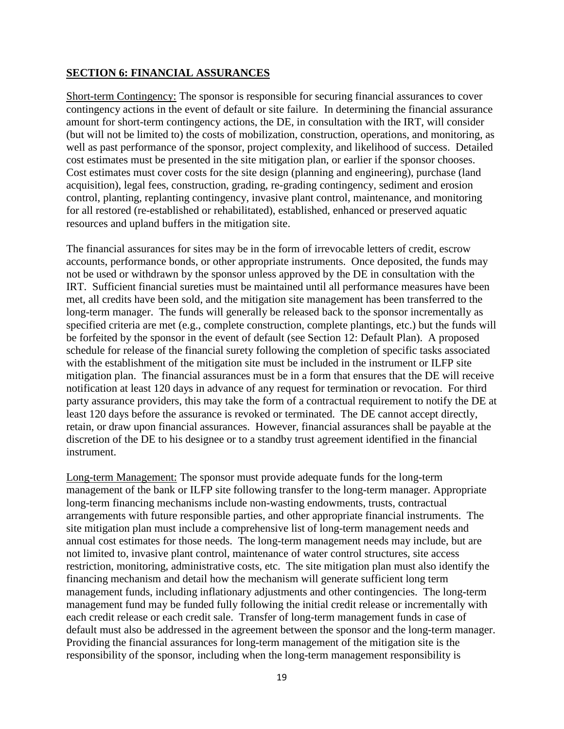## SECTION 6: FINANCIAL ASSURANCES

Short-term Contingency: The sponsor is responsible for securing financial assurances to cover contingency actions in the event of default or site failure. In determining the financial assurance amount for short-term contingency actions, the DE, in consultation with the IRT, will consider (but will not be limited to) the costs of mobilization, construction, operations, and monitoring, as well as past performance of the sponsor, project complexity, and likelihood of success. Detailed cost estimates must be presented in the site mitigation plan, or earlier if the sponsor chooses. Cost estimates must cover costs for the site design (planning and engineering), purchase (land acquisition), legal fees, construction, grading, re-grading contingency, sediment and erosion control, planting, replanting contingency, invasive plant control, maintenance, and monitoring for all restored (re-established or rehabilitated), established, enhanced or preserved aquatic resources and upland buffers in the mitigation site.

The financial assurances for sites may be in the form of irrevocable letters of credit, escrow accounts, performance bonds, or other appropriate instruments. Once deposited, the funds may not be used or withdrawn by the sponsor unless approved by the DE in consultation with the IRT. Sufficient financial sureties must be maintained until all performance measures have been met, all credits have been sold, and the mitigation site management has been transferred to the long-term manager. The funds will generally be released back to the sponsor incrementally as specified criteria are met (e.g., complete construction, complete plantings, etc.) but the funds will be forfeited by the sponsor in the event of default (see Section 12: Default Plan). A proposed schedule for release of the financial surety following the completion of specific tasks associated with the establishment of the mitigation site must be included in the instrument or ILFP site mitigation plan. The financial assurances must be in a form that ensures that the DE will receive notification at least 120 days in advance of any request for termination or revocation. For third party assurance providers, this may take the form of a contractual requirement to notify the DE at least 120 days before the assurance is revoked or terminated. The DE cannot accept directly, retain, or draw upon financial assurances. However, financial assurances shall be payable at the discretion of the DE to his designee or to a standby trust agreement identified in the financial instrument.

Long-term Management: The sponsor must provide adequate funds for the long-term management of the bank or ILFP site following transfer to the long-term manager. Appropriate long-term financing mechanisms include non-wasting endowments, trusts, contractual arrangements with future responsible parties, and other appropriate financial instruments. The site mitigation plan must include a comprehensive list of long-term management needs and annual cost estimates for those needs. The long-term management needs may include, but are not limited to, invasive plant control, maintenance of water control structures, site access restriction, monitoring, administrative costs, etc. The site mitigation plan must also identify the financing mechanism and detail how the mechanism will generate sufficient long term management funds, including inflationary adjustments and other contingencies. The long-term management fund may be funded fully following the initial credit release or incrementally with each credit release or each credit sale. Transfer of long-term management funds in case of default must also be addressed in the agreement between the sponsor and the long-term manager. Providing the financial assurances for long-term management of the mitigation site is the responsibility of the sponsor, including when the long-term management responsibility is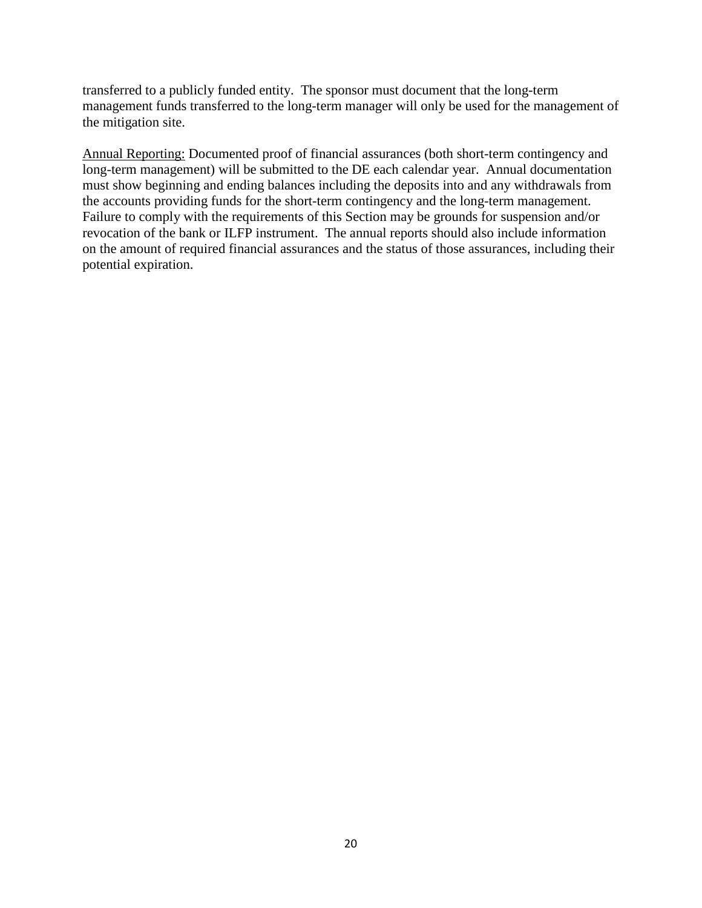transferred to a publicly funded entity. The sponsor must document that the long-term management funds transferred to the long-term manager will only be used for the management of the mitigation site.

<u>Annual Reporting:</u> Documented proof of financial assurances (both short-term contingency and long-term management) will be submitted to the DE each calendar year. Annual documentation must show beginning and ending balances including the deposits into and any withdrawals from the accounts providing funds for the short-term contingency and the long-term management. Failure to comply with the requirements of this Section may be grounds for suspension and/or revocation of the bank or ILFP instrument. The annual reports should also include information on the amount of required financial assurances and the status of those assurances, including their potential expiration.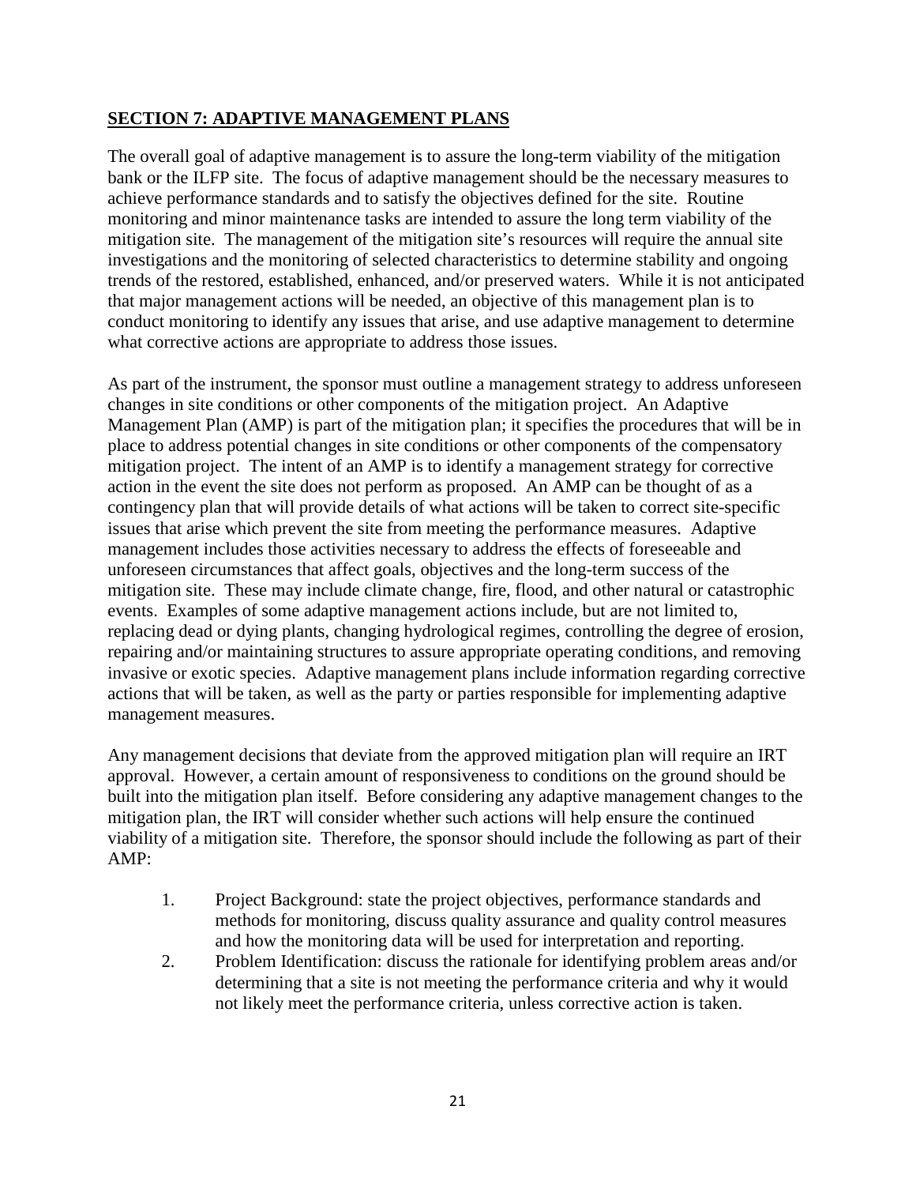## **SECTION 7: ADAPTIVE MANAGEMENT PLANS**

The overall goal of adaptive management is to assure the long-term viability of the mitigation bank or the ILFP site. The focus of adaptive management should be the necessary measures to achieve performance standards and to satisfy the objectives defined for the site. Routine monitoring and minor maintenance tasks are intended to assure the long term viability of the mitigation site. The management of the mitigation site's resources will require the annual site investigations and the monitoring of selected characteristics to determine stability and ongoing trends of the restored, established, enhanced, and/or preserved waters. While it is not anticipated that major management actions will be needed, an objective of this management plan is to conduct monitoring to identify any issues that arise, and use adaptive management to determine what corrective actions are appropriate to address those issues.

As part of the instrument, the sponsor must outline a management strategy to address unforeseen changes in site conditions or other components of the mitigation project. An Adaptive Management Plan (AMP) is part of the mitigation plan; it specifies the procedures that will be in place to address potential changes in site conditions or other components of the compensatory mitigation project. The intent of an AMP is to identify a management strategy for corrective action in the event the site does not perform as proposed. An AMP can be thought of as a contingency plan that will provide details of what actions will be taken to correct site-specific issues that arise which prevent the site from meeting the performance measures. Adaptive management includes those activities necessary to address the effects of foreseeable and unforeseen circumstances that affect goals, objectives and the long-term success of the mitigation site. These may include climate change, fire, flood, and other natural or catastrophic events. Examples of some adaptive management actions include, but are not limited to, replacing dead or dying plants, changing hydrological regimes, controlling the degree of erosion, repairing and/or maintaining structures to assure appropriate operating conditions, and removing invasive or exotic species. Adaptive management plans include information regarding corrective actions that will be taken, as well as the party or parties responsible for implementing adaptive management measures.

Any management decisions that deviate from the approved mitigation plan will require an IRT approval. However, a certain amount of responsiveness to conditions on the ground should be built into the mitigation plan itself. Before considering any adaptive management changes to the mitigation plan, the IRT will consider whether such actions will help ensure the continued viability of a mitigation site. Therefore, the sponsor should include the following as part of their AMP:

1. Project Background: state the project objectives, performance standards and methods for monitoring, discuss quality assurance and quality control measures and how the monitoring data will be used for interpretation and reporting.
2. Problem Identification: discuss the rationale for identifying problem areas and/or determining that a site is not meeting the performance criteria and why it would not likely meet the performance criteria, unless corrective action is taken.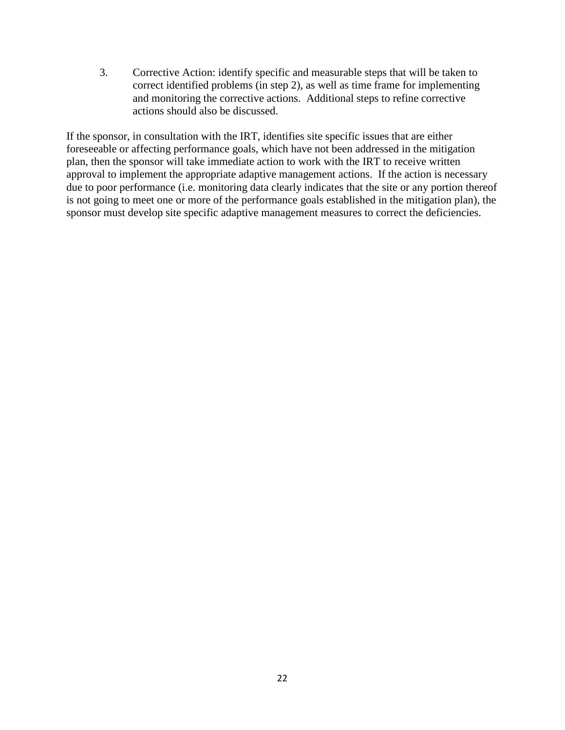3. Corrective Action: identify specific and measurable steps that will be taken to correct identified problems (in step 2), as well as time frame for implementing and monitoring the corrective actions. Additional steps to refine corrective actions should also be discussed.

If the sponsor, in consultation with the IRT, identifies site specific issues that are either foreseeable or affecting performance goals, which have not been addressed in the mitigation plan, then the sponsor will take immediate action to work with the IRT to receive written approval to implement the appropriate adaptive management actions. If the action is necessary due to poor performance (i.e. monitoring data clearly indicates that the site or any portion thereof is not going to meet one or more of the performance goals established in the mitigation plan), the sponsor must develop site specific adaptive management measures to correct the deficiencies.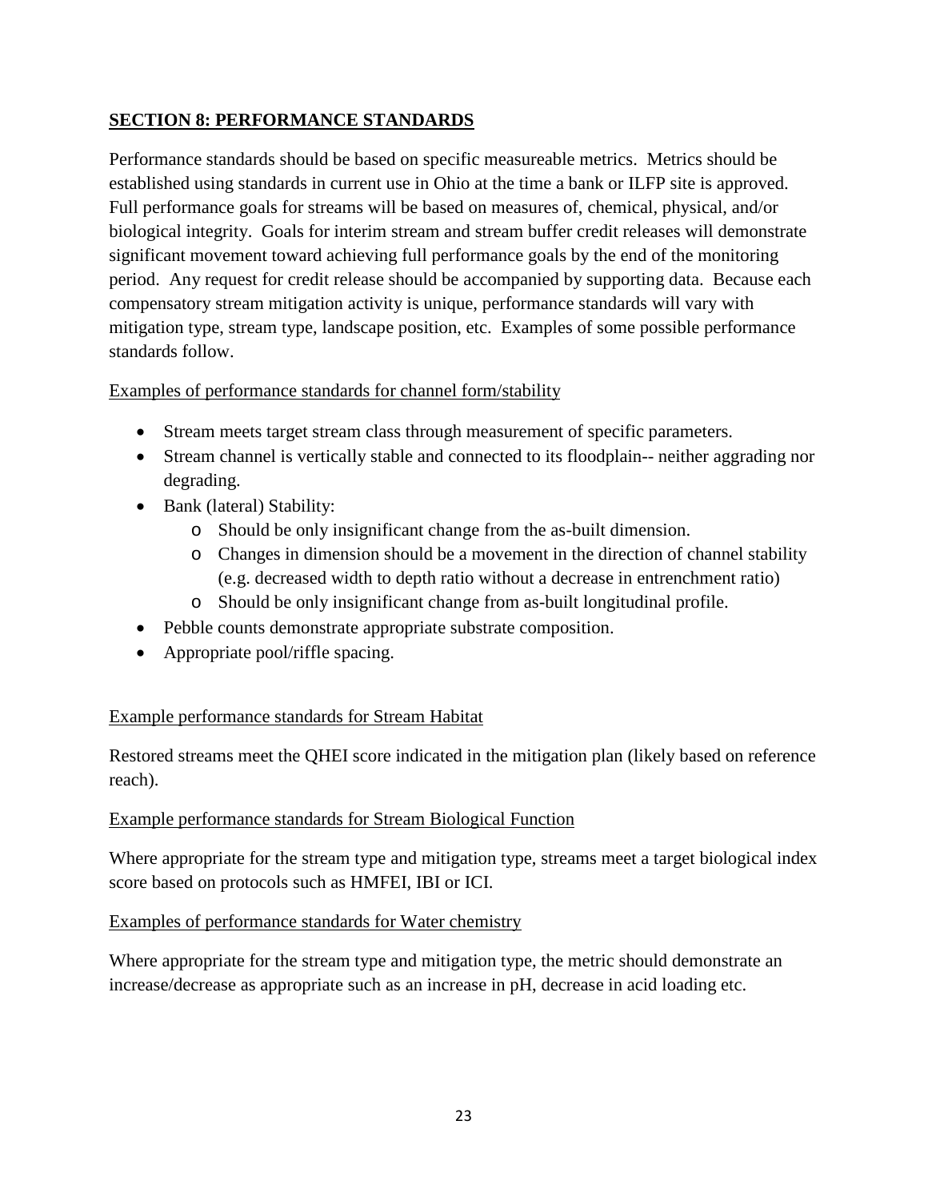## **SECTION 8: PERFORMANCE STANDARDS**

Performance standards should be based on specific measureable metrics. Metrics should be established using standards in current use in Ohio at the time a bank or ILFP site is approved. Full performance goals for streams will be based on measures of, chemical, physical, and/or biological integrity. Goals for interim stream and stream buffer credit releases will demonstrate significant movement toward achieving full performance goals by the end of the monitoring period. Any request for credit release should be accompanied by supporting data. Because each compensatory stream mitigation activity is unique, performance standards will vary with mitigation type, stream type, landscape position, etc. Examples of some possible performance standards follow.

Examples of performance standards for channel form/stability

- Stream meets target stream class through measurement of specific parameters.
- Stream channel is vertically stable and connected to its floodplain-- neither aggrading nor degrading.
- Bank (lateral) Stability:
    - Should be only insignificant change from the as-built dimension.
    - Changes in dimension should be a movement in the direction of channel stability (e.g. decreased width to depth ratio without a decrease in entrenchment ratio)
    - Should be only insignificant change from as-built longitudinal profile.
- Pebble counts demonstrate appropriate substrate composition.
- Appropriate pool/riffle spacing.

Example performance standards for Stream Habitat

Restored streams meet the QHEI score indicated in the mitigation plan (likely based on reference reach).

Example performance standards for Stream Biological Function

Where appropriate for the stream type and mitigation type, streams meet a target biological index score based on protocols such as HMFEI, IBI or ICI.

Examples of performance standards for Water chemistry

Where appropriate for the stream type and mitigation type, the metric should demonstrate an increase/decrease as appropriate such as an increase in pH, decrease in acid loading etc.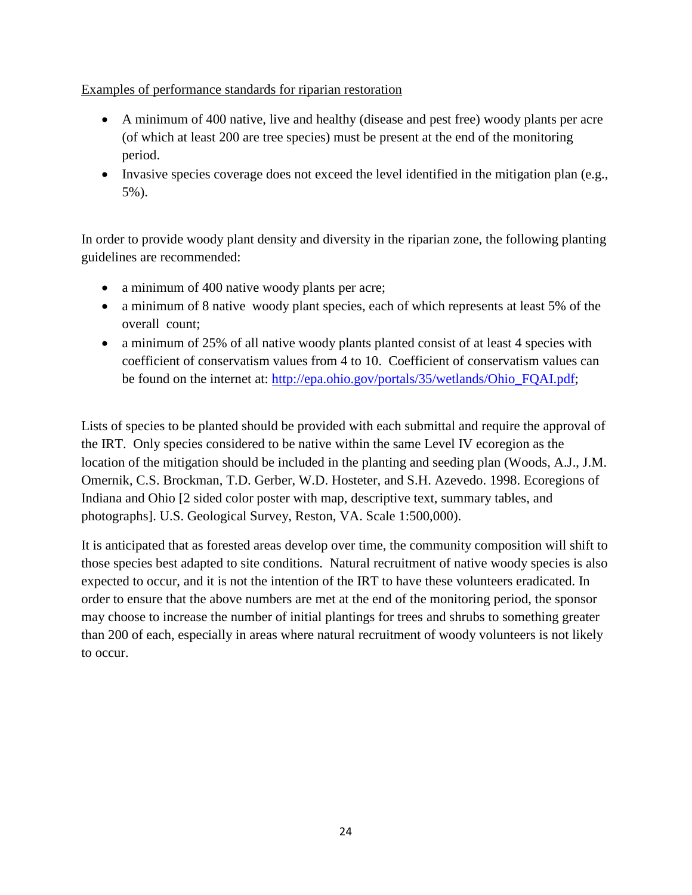<u>Examples of performance standards for riparian restoration</u>

- A minimum of 400 native, live and healthy (disease and pest free) woody plants per acre (of which at least 200 are tree species) must be present at the end of the monitoring period.
- Invasive species coverage does not exceed the level identified in the mitigation plan (e.g., 5%).

In order to provide woody plant density and diversity in the riparian zone, the following planting guidelines are recommended:

- a minimum of 400 native woody plants per acre;
- a minimum of 8 native woody plant species, each of which represents at least 5% of the overall count;
- a minimum of 25% of all native woody plants planted consist of at least 4 species with coefficient of conservatism values from 4 to 10. Coefficient of conservatism values can be found on the internet at: [http://epa.ohio.gov/portals/35/wetlands/Ohio_FQAI.pdf](http://epa.ohio.gov/portals/35/wetlands/Ohio_FQAI.pdf);

Lists of species to be planted should be provided with each submittal and require the approval of the IRT. Only species considered to be native within the same Level IV ecoregion as the location of the mitigation should be included in the planting and seeding plan (Woods, A.J., J.M. Omernik, C.S. Brockman, T.D. Gerber, W.D. Hosteter, and S.H. Azevedo. 1998. Ecoregions of Indiana and Ohio [2 sided color poster with map, descriptive text, summary tables, and photographs]. U.S. Geological Survey, Reston, VA. Scale 1:500,000).

It is anticipated that as forested areas develop over time, the community composition will shift to those species best adapted to site conditions. Natural recruitment of native woody species is also expected to occur, and it is not the intention of the IRT to have these volunteers eradicated. In order to ensure that the above numbers are met at the end of the monitoring period, the sponsor may choose to increase the number of initial plantings for trees and shrubs to something greater than 200 of each, especially in areas where natural recruitment of woody volunteers is not likely to occur.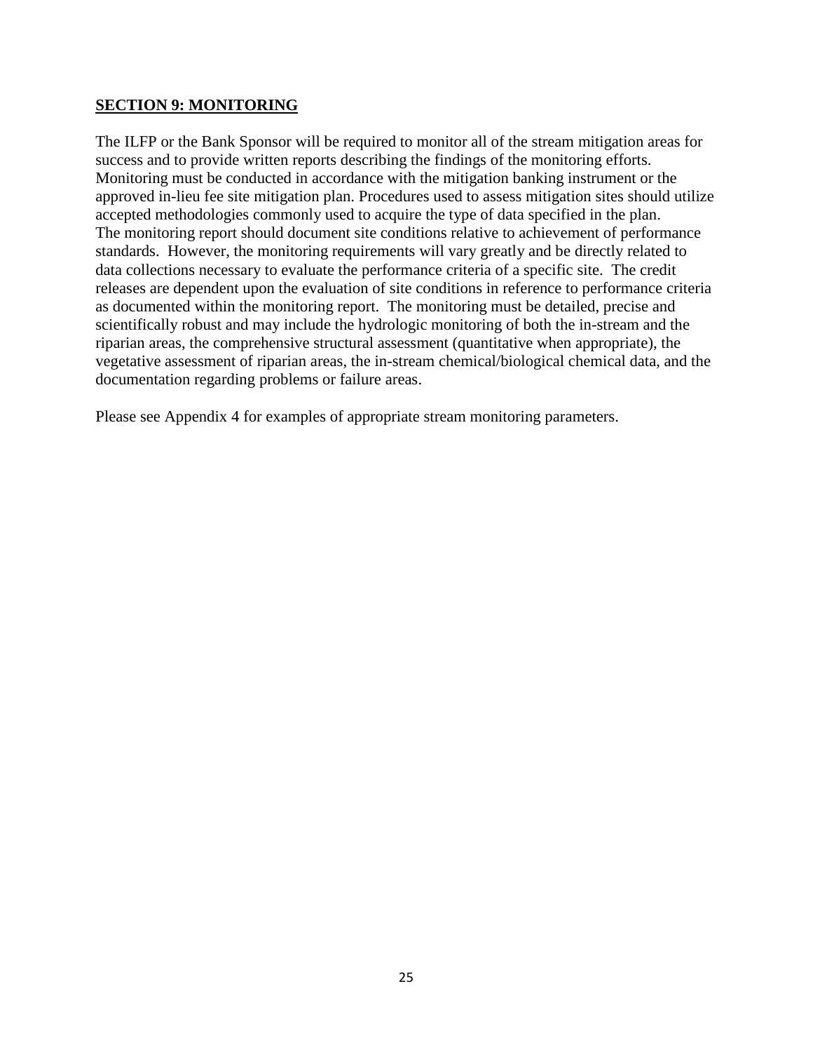## **SECTION 9: MONITORING**

The ILFP or the Bank Sponsor will be required to monitor all of the stream mitigation areas for success and to provide written reports describing the findings of the monitoring efforts. Monitoring must be conducted in accordance with the mitigation banking instrument or the approved in-lieu fee site mitigation plan. Procedures used to assess mitigation sites should utilize accepted methodologies commonly used to acquire the type of data specified in the plan. The monitoring report should document site conditions relative to achievement of performance standards. However, the monitoring requirements will vary greatly and be directly related to data collections necessary to evaluate the performance criteria of a specific site. The credit releases are dependent upon the evaluation of site conditions in reference to performance criteria as documented within the monitoring report. The monitoring must be detailed, precise and scientifically robust and may include the hydrologic monitoring of both the in-stream and the riparian areas, the comprehensive structural assessment (quantitative when appropriate), the vegetative assessment of riparian areas, the in-stream chemical/biological chemical data, and the documentation regarding problems or failure areas.

Please see Appendix 4 for examples of appropriate stream monitoring parameters.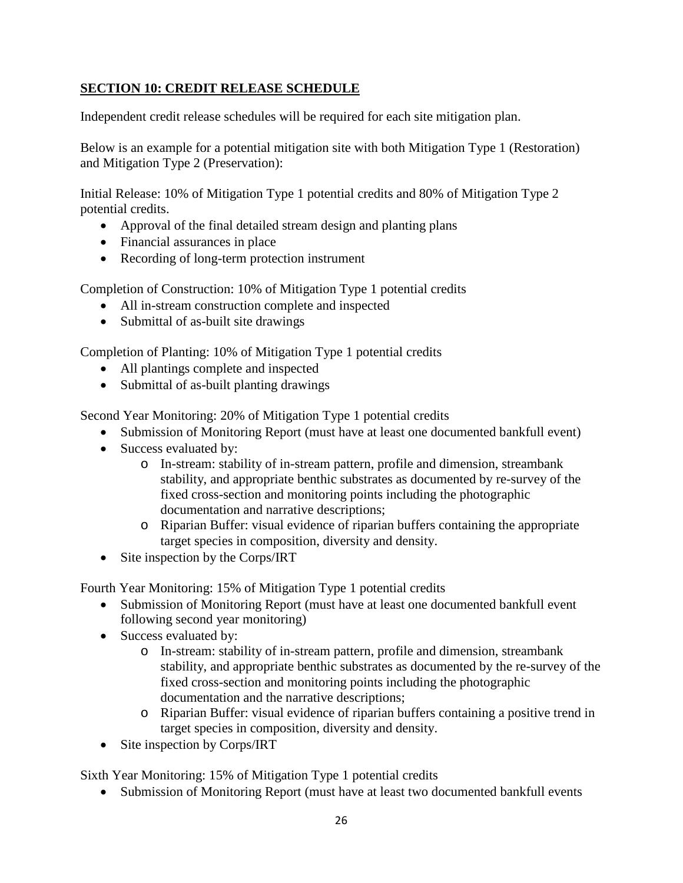## **SECTION 10: CREDIT RELEASE SCHEDULE**

Independent credit release schedules will be required for each site mitigation plan.

Below is an example for a potential mitigation site with both Mitigation Type 1 (Restoration) and Mitigation Type 2 (Preservation):

Initial Release: 10% of Mitigation Type 1 potential credits and 80% of Mitigation Type 2 potential credits.

- Approval of the final detailed stream design and planting plans
- Financial assurances in place
- Recording of long-term protection instrument

Completion of Construction: 10% of Mitigation Type 1 potential credits

- All in-stream construction complete and inspected
- Submittal of as-built site drawings

Completion of Planting: 10% of Mitigation Type 1 potential credits

- All plantings complete and inspected
- Submittal of as-built planting drawings

Second Year Monitoring: 20% of Mitigation Type 1 potential credits

- Submission of Monitoring Report (must have at least one documented bankfull event)
- Success evaluated by:
    - In-stream: stability of in-stream pattern, profile and dimension, streambank stability, and appropriate benthic substrates as documented by re-survey of the fixed cross-section and monitoring points including the photographic documentation and narrative descriptions;
    - Riparian Buffer: visual evidence of riparian buffers containing the appropriate target species in composition, diversity and density.
- Site inspection by the Corps/IRT

Fourth Year Monitoring: 15% of Mitigation Type 1 potential credits

- Submission of Monitoring Report (must have at least one documented bankfull event following second year monitoring)
- Success evaluated by:
    - In-stream: stability of in-stream pattern, profile and dimension, streambank stability, and appropriate benthic substrates as documented by the re-survey of the fixed cross-section and monitoring points including the photographic documentation and the narrative descriptions;
    - Riparian Buffer: visual evidence of riparian buffers containing a positive trend in target species in composition, diversity and density.
- Site inspection by Corps/IRT

Sixth Year Monitoring: 15% of Mitigation Type 1 potential credits

- Submission of Monitoring Report (must have at least two documented bankfull events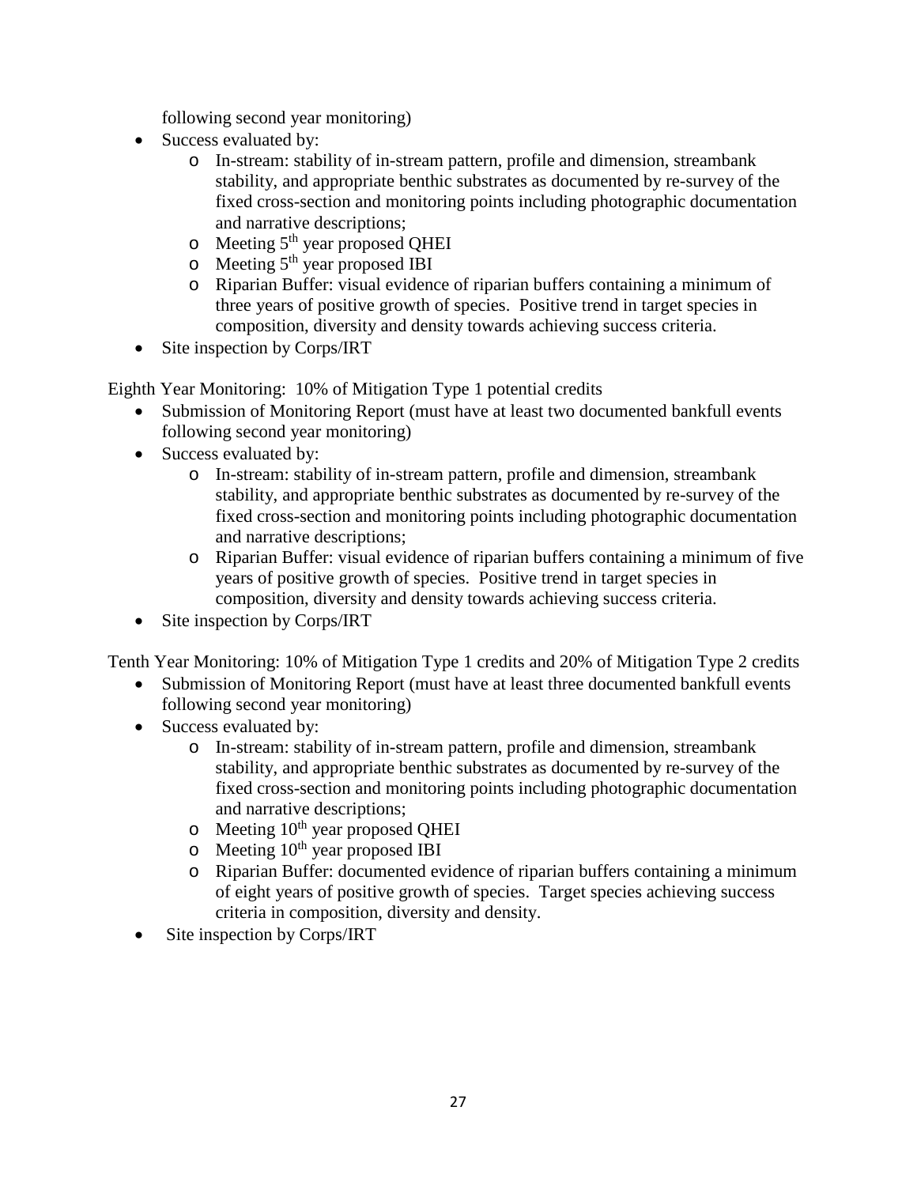following second year monitoring)

- Success evaluated by:
  - In-stream: stability of in-stream pattern, profile and dimension, streambank stability, and appropriate benthic substrates as documented by re-survey of the fixed cross-section and monitoring points including photographic documentation and narrative descriptions;
  - Meeting 5th year proposed QHEI
  - Meeting 5th year proposed IBI
  - Riparian Buffer: visual evidence of riparian buffers containing a minimum of three years of positive growth of species. Positive trend in target species in composition, diversity and density towards achieving success criteria.
- Site inspection by Corps/IRT

Eighth Year Monitoring: 10% of Mitigation Type 1 potential credits

- Submission of Monitoring Report (must have at least two documented bankfull events following second year monitoring)
- Success evaluated by:
  - In-stream: stability of in-stream pattern, profile and dimension, streambank stability, and appropriate benthic substrates as documented by re-survey of the fixed cross-section and monitoring points including photographic documentation and narrative descriptions;
  - Riparian Buffer: visual evidence of riparian buffers containing a minimum of five years of positive growth of species. Positive trend in target species in composition, diversity and density towards achieving success criteria.
- Site inspection by Corps/IRT

Tenth Year Monitoring: 10% of Mitigation Type 1 credits and 20% of Mitigation Type 2 credits

- Submission of Monitoring Report (must have at least three documented bankfull events following second year monitoring)
- Success evaluated by:
  - In-stream: stability of in-stream pattern, profile and dimension, streambank stability, and appropriate benthic substrates as documented by re-survey of the fixed cross-section and monitoring points including photographic documentation and narrative descriptions;
  - Meeting 10th year proposed QHEI
  - Meeting 10th year proposed IBI
  - Riparian Buffer: documented evidence of riparian buffers containing a minimum of eight years of positive growth of species. Target species achieving success criteria in composition, diversity and density.
- Site inspection by Corps/IRT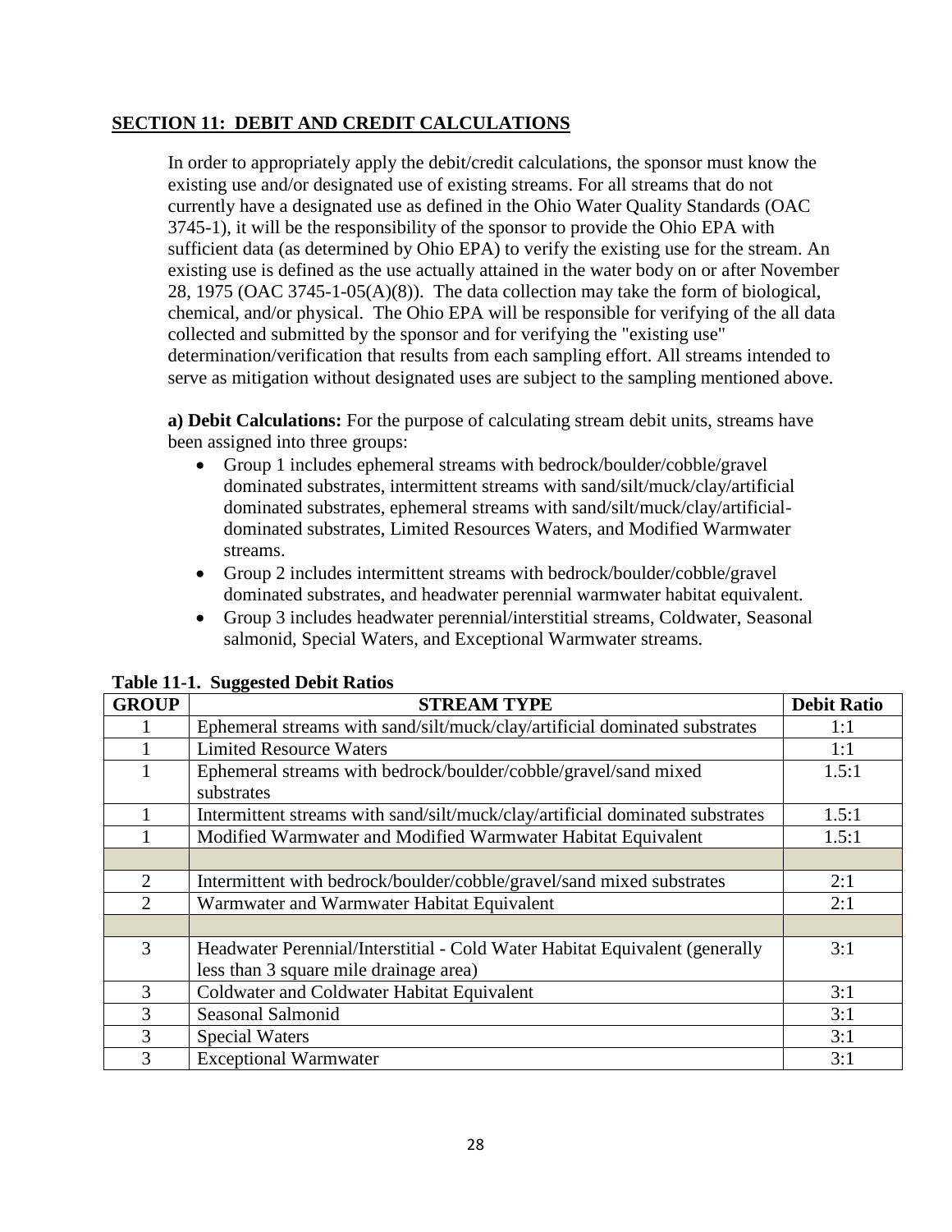## SECTION 11: DEBIT AND CREDIT CALCULATIONS

In order to appropriately apply the debit/credit calculations, the sponsor must know the existing use and/or designated use of existing streams. For all streams that do not currently have a designated use as defined in the Ohio Water Quality Standards (OAC 3745-1), it will be the responsibility of the sponsor to provide the Ohio EPA with sufficient data (as determined by Ohio EPA) to verify the existing use for the stream. An existing use is defined as the use actually attained in the water body on or after November 28, 1975 (OAC 3745-1-05(A)(8)). The data collection may take the form of biological, chemical, and/or physical. The Ohio EPA will be responsible for verifying of the all data collected and submitted by the sponsor and for verifying the "existing use" determination/verification that results from each sampling effort. All streams intended to serve as mitigation without designated uses are subject to the sampling mentioned above.

**a) Debit Calculations:** For the purpose of calculating stream debit units, streams have been assigned into three groups:

- Group 1 includes ephemeral streams with bedrock/boulder/cobble/gravel dominated substrates, intermittent streams with sand/silt/muck/clay/artificial dominated substrates, ephemeral streams with sand/silt/muck/clay/artificial-dominated substrates, Limited Resources Waters, and Modified Warmwater streams.
- Group 2 includes intermittent streams with bedrock/boulder/cobble/gravel dominated substrates, and headwater perennial warmwater habitat equivalent.
- Group 3 includes headwater perennial/interstitial streams, Coldwater, Seasonal salmonid, Special Waters, and Exceptional Warmwater streams.

**Table 11-1. Suggested Debit Ratios**

| GROUP | STREAM TYPE | Debit Ratio |
|---|---|---|
| 1 | Ephemeral streams with sand/silt/muck/clay/artificial dominated substrates | 1:1 |
| 1 | Limited Resource Waters | 1:1 |
| 1 | Ephemeral streams with bedrock/boulder/cobble/gravel/sand mixed substrates | 1.5:1 |
| 1 | Intermittent streams with sand/silt/muck/clay/artificial dominated substrates | 1.5:1 |
| 1 | Modified Warmwater and Modified Warmwater Habitat Equivalent | 1.5:1 |
| | | |
| 2 | Intermittent with bedrock/boulder/cobble/gravel/sand mixed substrates | 2:1 |
| 2 | Warmwater and Warmwater Habitat Equivalent | 2:1 |
| | | |
| 3 | Headwater Perennial/Interstitial - Cold Water Habitat Equivalent (generally less than 3 square mile drainage area) | 3:1 |
| 3 | Coldwater and Coldwater Habitat Equivalent | 3:1 |
| 3 | Seasonal Salmonid | 3:1 |
| 3 | Special Waters | 3:1 |
| 3 | Exceptional Warmwater | 3:1 |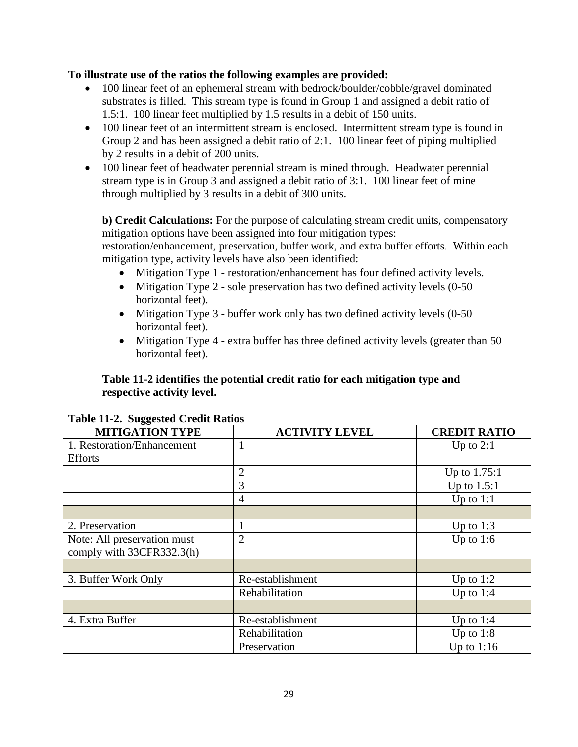**To illustrate use of the ratios the following examples are provided:**

- 100 linear feet of an ephemeral stream with bedrock/boulder/cobble/gravel dominated substrates is filled. This stream type is found in Group 1 and assigned a debit ratio of 1.5:1. 100 linear feet multiplied by 1.5 results in a debit of 150 units.
- 100 linear feet of an intermittent stream is enclosed. Intermittent stream type is found in Group 2 and has been assigned a debit ratio of 2:1. 100 linear feet of piping multiplied by 2 results in a debit of 200 units.
- 100 linear feet of headwater perennial stream is mined through. Headwater perennial stream type is in Group 3 and assigned a debit ratio of 3:1. 100 linear feet of mine through multiplied by 3 results in a debit of 300 units.

**b) Credit Calculations:** For the purpose of calculating stream credit units, compensatory mitigation options have been assigned into four mitigation types: restoration/enhancement, preservation, buffer work, and extra buffer efforts. Within each mitigation type, activity levels have also been identified:

- Mitigation Type 1 - restoration/enhancement has four defined activity levels.
- Mitigation Type 2 - sole preservation has two defined activity levels (0-50 horizontal feet).
- Mitigation Type 3 - buffer work only has two defined activity levels (0-50 horizontal feet).
- Mitigation Type 4 - extra buffer has three defined activity levels (greater than 50 horizontal feet).

**Table 11-2 identifies the potential credit ratio for each mitigation type and respective activity level.**

**Table 11-2. Suggested Credit Ratios**

| MITIGATION TYPE | ACTIVITY LEVEL | CREDIT RATIO |
|---|---|---|
| 1. Restoration/Enhancement Efforts | 1 | Up to 2:1 |
| | 2 | Up to 1.75:1 |
| | 3 | Up to 1.5:1 |
| | 4 | Up to 1:1 |
| | | |
| 2. Preservation | 1 | Up to 1:3 |
| Note: All preservation must comply with 33CFR332.3(h) | 2 | Up to 1:6 |
| | | |
| 3. Buffer Work Only | Re-establishment | Up to 1:2 |
| | Rehabilitation | Up to 1:4 |
| | | |
| 4. Extra Buffer | Re-establishment | Up to 1:4 |
| | Rehabilitation | Up to 1:8 |
| | Preservation | Up to 1:16 |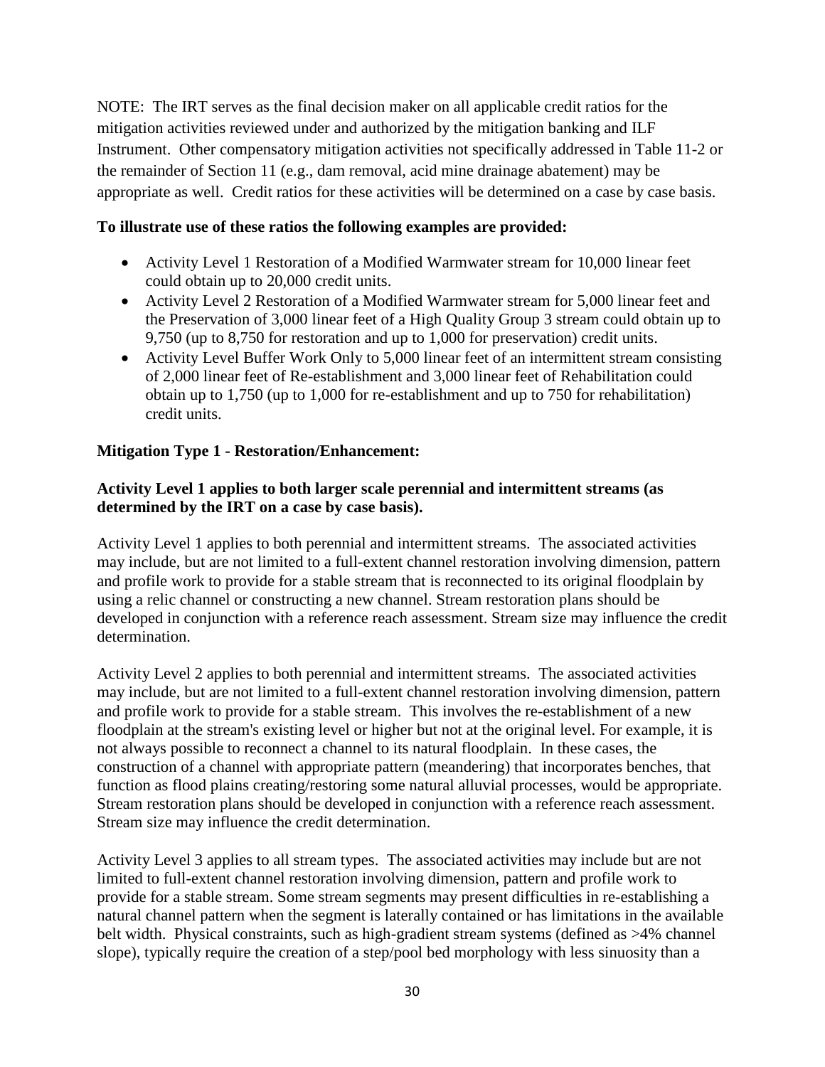NOTE: The IRT serves as the final decision maker on all applicable credit ratios for the mitigation activities reviewed under and authorized by the mitigation banking and ILF Instrument. Other compensatory mitigation activities not specifically addressed in Table 11-2 or the remainder of Section 11 (e.g., dam removal, acid mine drainage abatement) may be appropriate as well. Credit ratios for these activities will be determined on a case by case basis.

**To illustrate use of these ratios the following examples are provided:**

- Activity Level 1 Restoration of a Modified Warmwater stream for 10,000 linear feet could obtain up to 20,000 credit units.
- Activity Level 2 Restoration of a Modified Warmwater stream for 5,000 linear feet and the Preservation of 3,000 linear feet of a High Quality Group 3 stream could obtain up to 9,750 (up to 8,750 for restoration and up to 1,000 for preservation) credit units.
- Activity Level Buffer Work Only to 5,000 linear feet of an intermittent stream consisting of 2,000 linear feet of Re-establishment and 3,000 linear feet of Rehabilitation could obtain up to 1,750 (up to 1,000 for re-establishment and up to 750 for rehabilitation) credit units.

**Mitigation Type 1 - Restoration/Enhancement:**

**Activity Level 1 applies to both larger scale perennial and intermittent streams (as determined by the IRT on a case by case basis).**

Activity Level 1 applies to both perennial and intermittent streams. The associated activities may include, but are not limited to a full-extent channel restoration involving dimension, pattern and profile work to provide for a stable stream that is reconnected to its original floodplain by using a relic channel or constructing a new channel. Stream restoration plans should be developed in conjunction with a reference reach assessment. Stream size may influence the credit determination.

Activity Level 2 applies to both perennial and intermittent streams. The associated activities may include, but are not limited to a full-extent channel restoration involving dimension, pattern and profile work to provide for a stable stream. This involves the re-establishment of a new floodplain at the stream's existing level or higher but not at the original level. For example, it is not always possible to reconnect a channel to its natural floodplain. In these cases, the construction of a channel with appropriate pattern (meandering) that incorporates benches, that function as flood plains creating/restoring some natural alluvial processes, would be appropriate. Stream restoration plans should be developed in conjunction with a reference reach assessment. Stream size may influence the credit determination.

Activity Level 3 applies to all stream types. The associated activities may include but are not limited to full-extent channel restoration involving dimension, pattern and profile work to provide for a stable stream. Some stream segments may present difficulties in re-establishing a natural channel pattern when the segment is laterally contained or has limitations in the available belt width. Physical constraints, such as high-gradient stream systems (defined as >4% channel slope), typically require the creation of a step/pool bed morphology with less sinuosity than a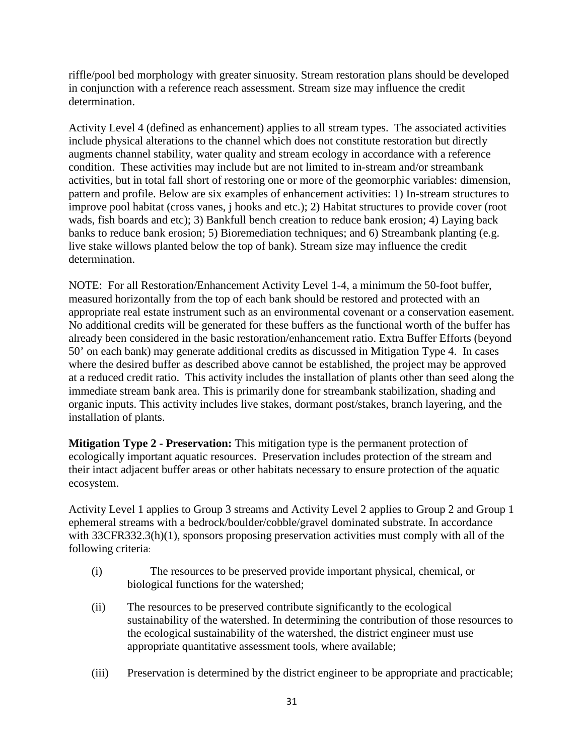riffle/pool bed morphology with greater sinuosity. Stream restoration plans should be developed in conjunction with a reference reach assessment. Stream size may influence the credit determination.

Activity Level 4 (defined as enhancement) applies to all stream types. The associated activities include physical alterations to the channel which does not constitute restoration but directly augments channel stability, water quality and stream ecology in accordance with a reference condition. These activities may include but are not limited to in-stream and/or streambank activities, but in total fall short of restoring one or more of the geomorphic variables: dimension, pattern and profile. Below are six examples of enhancement activities: 1) In-stream structures to improve pool habitat (cross vanes, j hooks and etc.); 2) Habitat structures to provide cover (root wads, fish boards and etc); 3) Bankfull bench creation to reduce bank erosion; 4) Laying back banks to reduce bank erosion; 5) Bioremediation techniques; and 6) Streambank planting (e.g. live stake willows planted below the top of bank). Stream size may influence the credit determination.

NOTE: For all Restoration/Enhancement Activity Level 1-4, a minimum the 50-foot buffer, measured horizontally from the top of each bank should be restored and protected with an appropriate real estate instrument such as an environmental covenant or a conservation easement. No additional credits will be generated for these buffers as the functional worth of the buffer has already been considered in the basic restoration/enhancement ratio. Extra Buffer Efforts (beyond 50' on each bank) may generate additional credits as discussed in Mitigation Type 4. In cases where the desired buffer as described above cannot be established, the project may be approved at a reduced credit ratio. This activity includes the installation of plants other than seed along the immediate stream bank area. This is primarily done for streambank stabilization, shading and organic inputs. This activity includes live stakes, dormant post/stakes, branch layering, and the installation of plants.

**Mitigation Type 2 - Preservation:** This mitigation type is the permanent protection of ecologically important aquatic resources. Preservation includes protection of the stream and their intact adjacent buffer areas or other habitats necessary to ensure protection of the aquatic ecosystem.

Activity Level 1 applies to Group 3 streams and Activity Level 2 applies to Group 2 and Group 1 ephemeral streams with a bedrock/boulder/cobble/gravel dominated substrate. In accordance with 33CFR332.3(h)(1), sponsors proposing preservation activities must comply with all of the following criteria:

(i) The resources to be preserved provide important physical, chemical, or biological functions for the watershed;

(ii) The resources to be preserved contribute significantly to the ecological sustainability of the watershed. In determining the contribution of those resources to the ecological sustainability of the watershed, the district engineer must use appropriate quantitative assessment tools, where available;

(iii) Preservation is determined by the district engineer to be appropriate and practicable;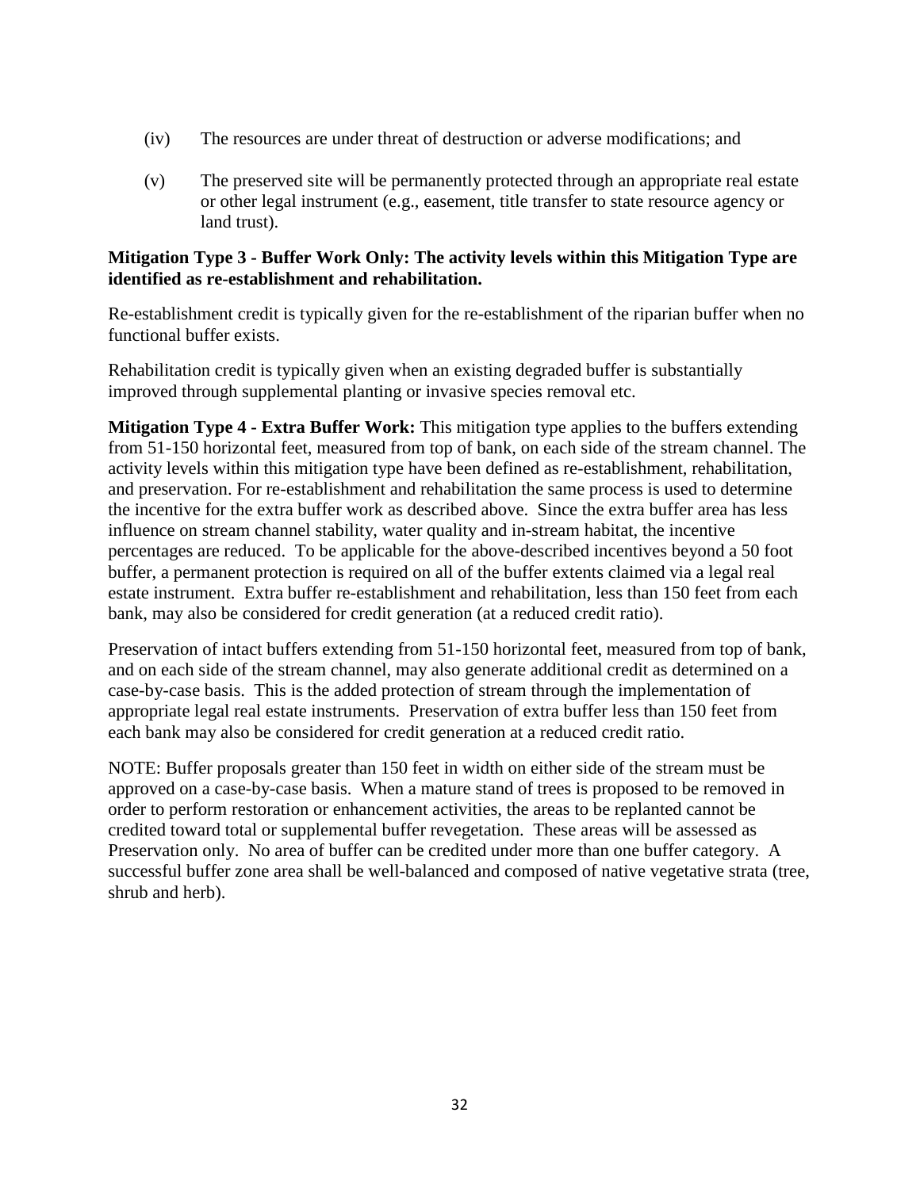(iv) The resources are under threat of destruction or adverse modifications; and

(v) The preserved site will be permanently protected through an appropriate real estate or other legal instrument (e.g., easement, title transfer to state resource agency or land trust).

**Mitigation Type 3 - Buffer Work Only: The activity levels within this Mitigation Type are identified as re-establishment and rehabilitation.**

Re-establishment credit is typically given for the re-establishment of the riparian buffer when no functional buffer exists.

Rehabilitation credit is typically given when an existing degraded buffer is substantially improved through supplemental planting or invasive species removal etc.

**Mitigation Type 4 - Extra Buffer Work:** This mitigation type applies to the buffers extending from 51-150 horizontal feet, measured from top of bank, on each side of the stream channel. The activity levels within this mitigation type have been defined as re-establishment, rehabilitation, and preservation. For re-establishment and rehabilitation the same process is used to determine the incentive for the extra buffer work as described above. Since the extra buffer area has less influence on stream channel stability, water quality and in-stream habitat, the incentive percentages are reduced. To be applicable for the above-described incentives beyond a 50 foot buffer, a permanent protection is required on all of the buffer extents claimed via a legal real estate instrument. Extra buffer re-establishment and rehabilitation, less than 150 feet from each bank, may also be considered for credit generation (at a reduced credit ratio).

Preservation of intact buffers extending from 51-150 horizontal feet, measured from top of bank, and on each side of the stream channel, may also generate additional credit as determined on a case-by-case basis. This is the added protection of stream through the implementation of appropriate legal real estate instruments. Preservation of extra buffer less than 150 feet from each bank may also be considered for credit generation at a reduced credit ratio.

NOTE: Buffer proposals greater than 150 feet in width on either side of the stream must be approved on a case-by-case basis. When a mature stand of trees is proposed to be removed in order to perform restoration or enhancement activities, the areas to be replanted cannot be credited toward total or supplemental buffer revegetation. These areas will be assessed as Preservation only. No area of buffer can be credited under more than one buffer category. A successful buffer zone area shall be well-balanced and composed of native vegetative strata (tree, shrub and herb).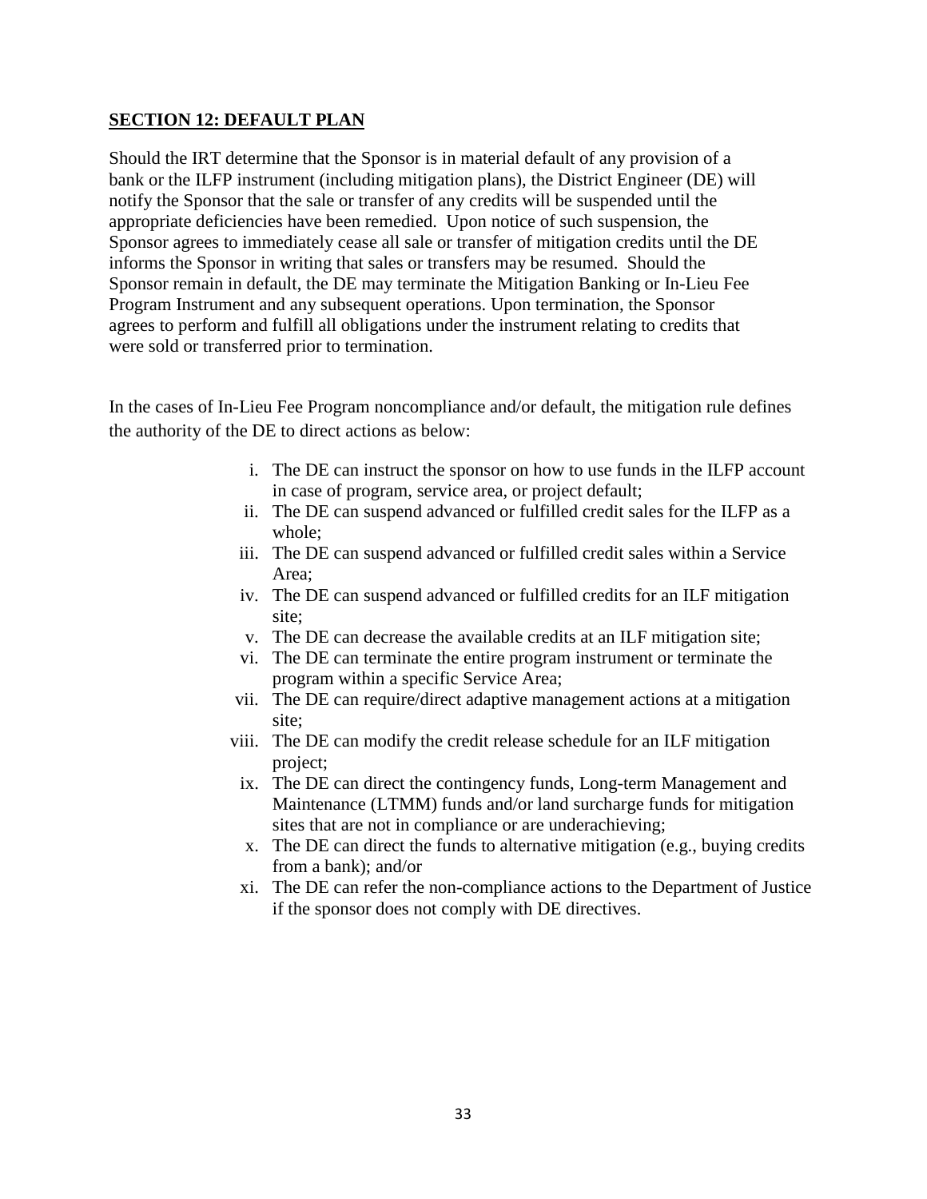**SECTION 12: DEFAULT PLAN**

Should the IRT determine that the Sponsor is in material default of any provision of a bank or the ILFP instrument (including mitigation plans), the District Engineer (DE) will notify the Sponsor that the sale or transfer of any credits will be suspended until the appropriate deficiencies have been remedied. Upon notice of such suspension, the Sponsor agrees to immediately cease all sale or transfer of mitigation credits until the DE informs the Sponsor in writing that sales or transfers may be resumed. Should the Sponsor remain in default, the DE may terminate the Mitigation Banking or In-Lieu Fee Program Instrument and any subsequent operations. Upon termination, the Sponsor agrees to perform and fulfill all obligations under the instrument relating to credits that were sold or transferred prior to termination.

In the cases of In-Lieu Fee Program noncompliance and/or default, the mitigation rule defines the authority of the DE to direct actions as below:

i. The DE can instruct the sponsor on how to use funds in the ILFP account in case of program, service area, or project default;
ii. The DE can suspend advanced or fulfilled credit sales for the ILFP as a whole;
iii. The DE can suspend advanced or fulfilled credit sales within a Service Area;
iv. The DE can suspend advanced or fulfilled credits for an ILF mitigation site;
v. The DE can decrease the available credits at an ILF mitigation site;
vi. The DE can terminate the entire program instrument or terminate the program within a specific Service Area;
vii. The DE can require/direct adaptive management actions at a mitigation site;
viii. The DE can modify the credit release schedule for an ILF mitigation project;
ix. The DE can direct the contingency funds, Long-term Management and Maintenance (LTMM) funds and/or land surcharge funds for mitigation sites that are not in compliance or are underachieving;
x. The DE can direct the funds to alternative mitigation (e.g., buying credits from a bank); and/or
xi. The DE can refer the non-compliance actions to the Department of Justice if the sponsor does not comply with DE directives.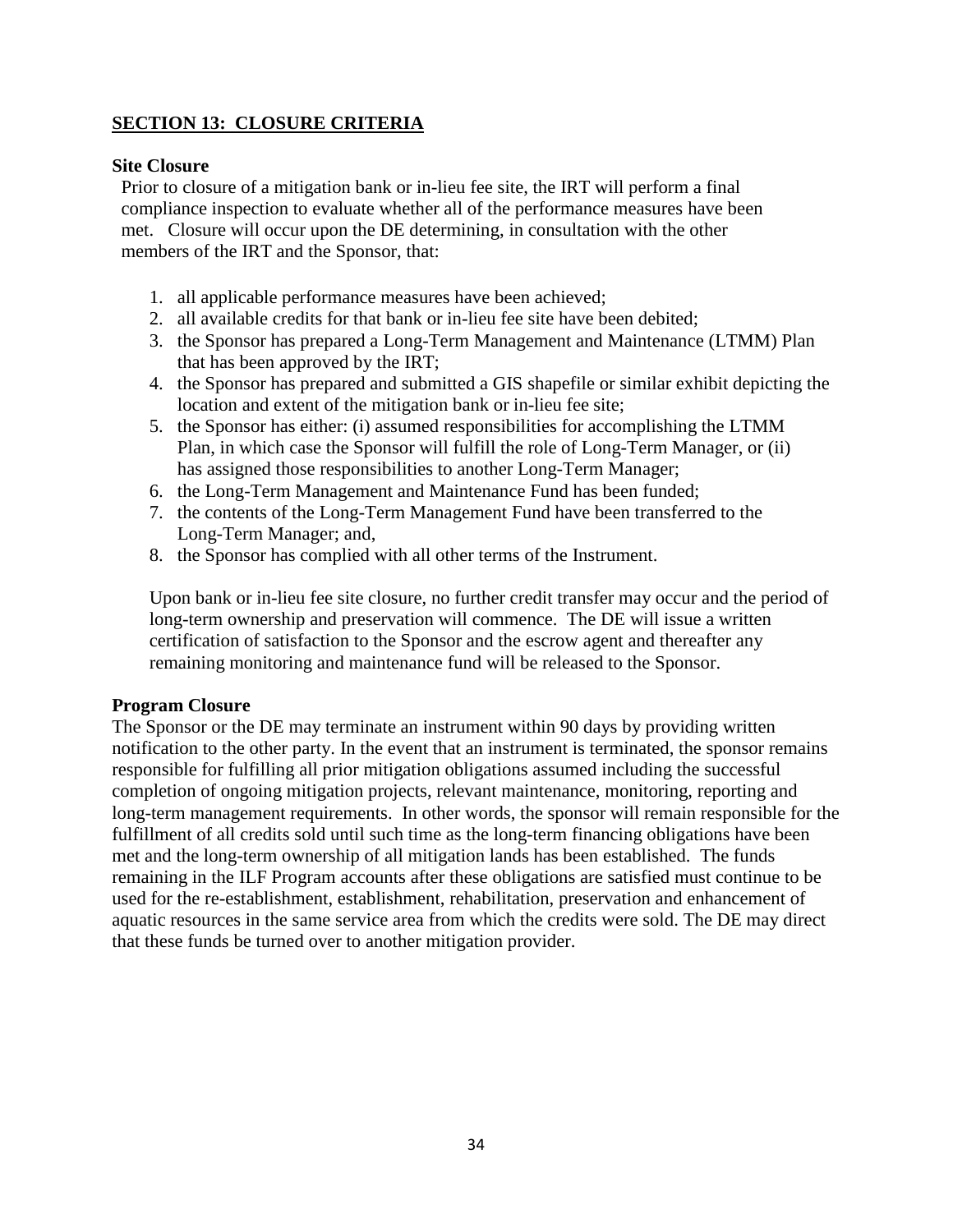## SECTION 13: CLOSURE CRITERIA

### Site Closure

Prior to closure of a mitigation bank or in-lieu fee site, the IRT will perform a final compliance inspection to evaluate whether all of the performance measures have been met. Closure will occur upon the DE determining, in consultation with the other members of the IRT and the Sponsor, that:

1. all applicable performance measures have been achieved;
2. all available credits for that bank or in-lieu fee site have been debited;
3. the Sponsor has prepared a Long-Term Management and Maintenance (LTMM) Plan that has been approved by the IRT;
4. the Sponsor has prepared and submitted a GIS shapefile or similar exhibit depicting the location and extent of the mitigation bank or in-lieu fee site;
5. the Sponsor has either: (i) assumed responsibilities for accomplishing the LTMM Plan, in which case the Sponsor will fulfill the role of Long-Term Manager, or (ii) has assigned those responsibilities to another Long-Term Manager;
6. the Long-Term Management and Maintenance Fund has been funded;
7. the contents of the Long-Term Management Fund have been transferred to the Long-Term Manager; and,
8. the Sponsor has complied with all other terms of the Instrument.

Upon bank or in-lieu fee site closure, no further credit transfer may occur and the period of long-term ownership and preservation will commence. The DE will issue a written certification of satisfaction to the Sponsor and the escrow agent and thereafter any remaining monitoring and maintenance fund will be released to the Sponsor.

### Program Closure

The Sponsor or the DE may terminate an instrument within 90 days by providing written notification to the other party. In the event that an instrument is terminated, the sponsor remains responsible for fulfilling all prior mitigation obligations assumed including the successful completion of ongoing mitigation projects, relevant maintenance, monitoring, reporting and long-term management requirements. In other words, the sponsor will remain responsible for the fulfillment of all credits sold until such time as the long-term financing obligations have been met and the long-term ownership of all mitigation lands has been established. The funds remaining in the ILF Program accounts after these obligations are satisfied must continue to be used for the re-establishment, establishment, rehabilitation, preservation and enhancement of aquatic resources in the same service area from which the credits were sold. The DE may direct that these funds be turned over to another mitigation provider.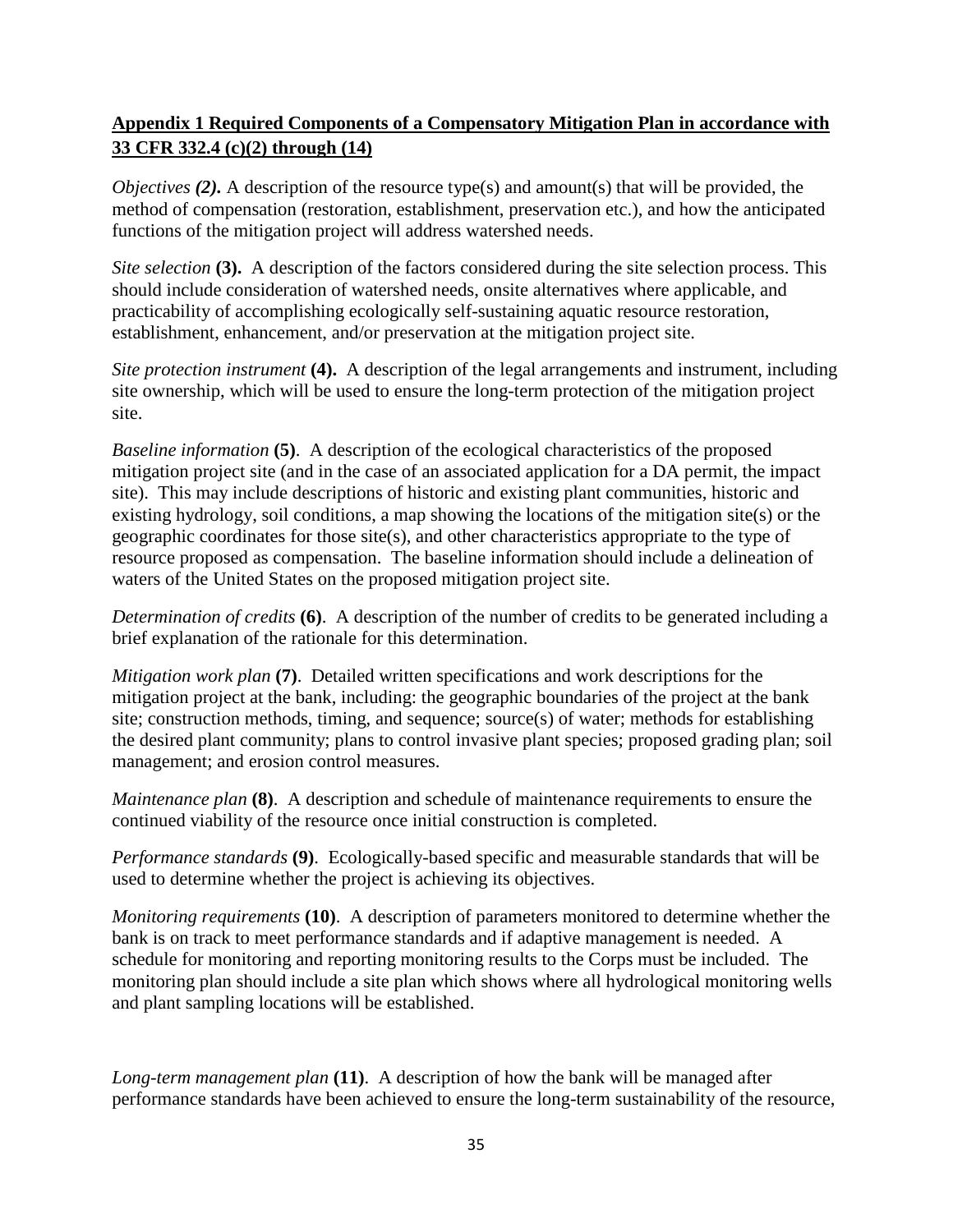**Appendix 1 Required Components of a Compensatory Mitigation Plan in accordance with 33 CFR 332.4 (c)(2) through (14)**

*Objectives* ***(2).*** A description of the resource type(s) and amount(s) that will be provided, the method of compensation (restoration, establishment, preservation etc.), and how the anticipated functions of the mitigation project will address watershed needs.

*Site selection* **(3).** A description of the factors considered during the site selection process. This should include consideration of watershed needs, onsite alternatives where applicable, and practicability of accomplishing ecologically self-sustaining aquatic resource restoration, establishment, enhancement, and/or preservation at the mitigation project site.

*Site protection instrument* **(4).** A description of the legal arrangements and instrument, including site ownership, which will be used to ensure the long-term protection of the mitigation project site.

*Baseline information* **(5)**. A description of the ecological characteristics of the proposed mitigation project site (and in the case of an associated application for a DA permit, the impact site). This may include descriptions of historic and existing plant communities, historic and existing hydrology, soil conditions, a map showing the locations of the mitigation site(s) or the geographic coordinates for those site(s), and other characteristics appropriate to the type of resource proposed as compensation. The baseline information should include a delineation of waters of the United States on the proposed mitigation project site.

*Determination of credits* **(6)**. A description of the number of credits to be generated including a brief explanation of the rationale for this determination.

*Mitigation work plan* **(7)**. Detailed written specifications and work descriptions for the mitigation project at the bank, including: the geographic boundaries of the project at the bank site; construction methods, timing, and sequence; source(s) of water; methods for establishing the desired plant community; plans to control invasive plant species; proposed grading plan; soil management; and erosion control measures.

*Maintenance plan* **(8)**. A description and schedule of maintenance requirements to ensure the continued viability of the resource once initial construction is completed.

*Performance standards* **(9)**. Ecologically-based specific and measurable standards that will be used to determine whether the project is achieving its objectives.

*Monitoring requirements* **(10)**. A description of parameters monitored to determine whether the bank is on track to meet performance standards and if adaptive management is needed. A schedule for monitoring and reporting monitoring results to the Corps must be included. The monitoring plan should include a site plan which shows where all hydrological monitoring wells and plant sampling locations will be established.

*Long-term management plan* **(11)**. A description of how the bank will be managed after performance standards have been achieved to ensure the long-term sustainability of the resource,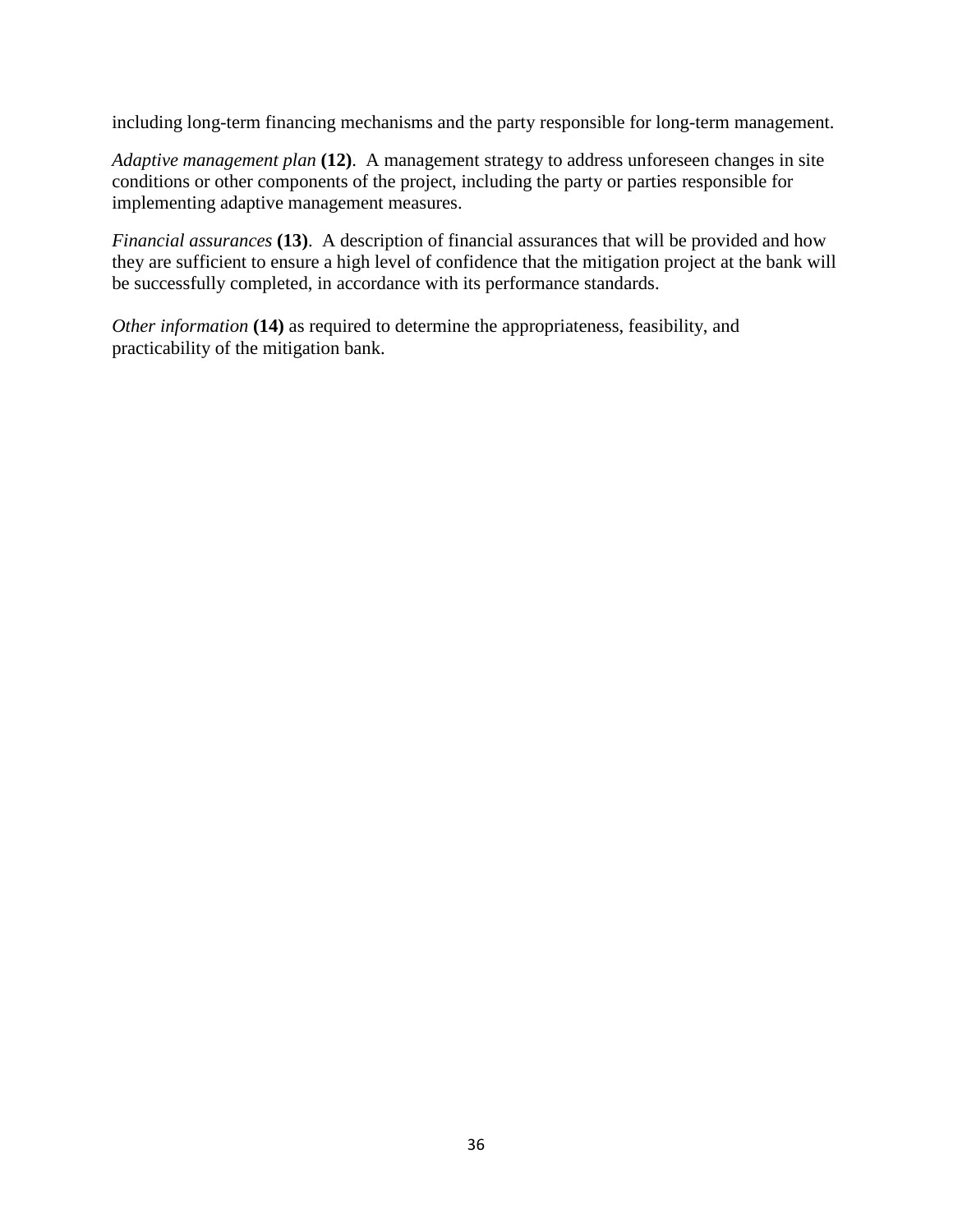including long-term financing mechanisms and the party responsible for long-term management.

*Adaptive management plan* **(12)**. A management strategy to address unforeseen changes in site conditions or other components of the project, including the party or parties responsible for implementing adaptive management measures.

*Financial assurances* **(13)**. A description of financial assurances that will be provided and how they are sufficient to ensure a high level of confidence that the mitigation project at the bank will be successfully completed, in accordance with its performance standards.

*Other information* **(14)** as required to determine the appropriateness, feasibility, and practicability of the mitigation bank.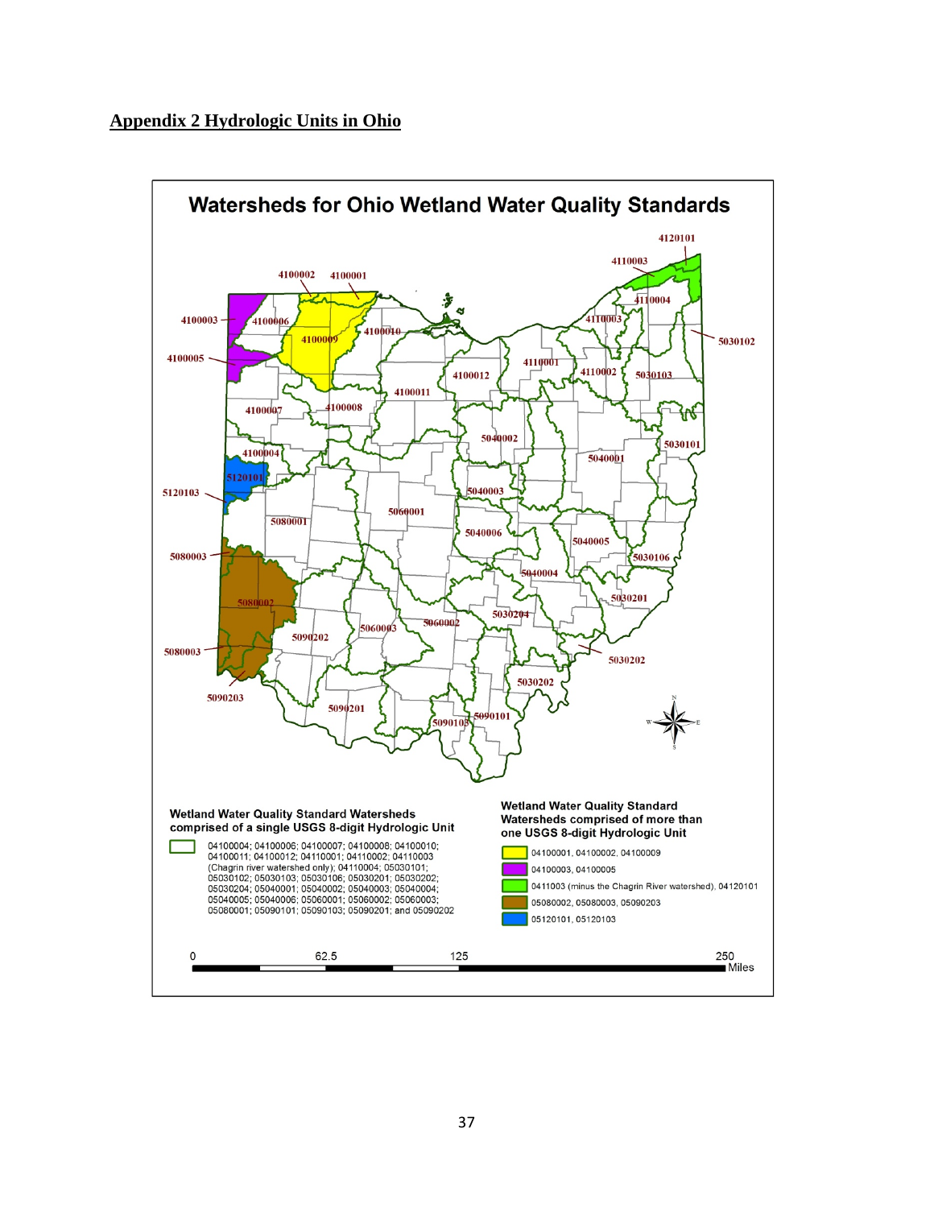## Appendix 2 Hydrologic Units in Ohio

Watersheds for Ohio Wetland Water Quality Standards

4120101
4110003
4100002
4100001
4110004
4100003
4100006
4110003
5030102
4100009
4100010
4100005
4110001
4100012
4110002
5030103
4100011
4100007
4100008
5040002
5030101
5040001
4100004
5120101
5120103
5040003
5060001
5080001
5040006
5040005
5080003
5030106
5040004
5080002
5030201
5030204
5060002
5060003
5090202
5080003
5030202
5030202
5090203
5090201
5090101
5090103

Wetland Water Quality Standard Watersheds comprised of a single USGS 8-digit Hydrologic Unit

04100004; 04100006; 04100007; 04100008; 04100010; 04100011; 04100012; 04110001; 04110002; 04110003 (Chagrin river watershed only); 04110004; 05030101; 05030102; 05030103; 05030106; 05030201; 05030202; 05030204; 05040001; 05040002; 05040003; 05040004; 05040005; 05040006; 05060001; 05060002; 05060003; 05080001; 05090101; 05090103; 05090201; and 05090202

Wetland Water Quality Standard Watersheds comprised of more than one USGS 8-digit Hydrologic Unit

04100001, 04100002, 04100009
04100003, 04100005
0411003 (minus the Chagrin River watershed), 04120101
05080002, 05080003, 05090203
05120101, 05120103

0
62.5
125
250
Miles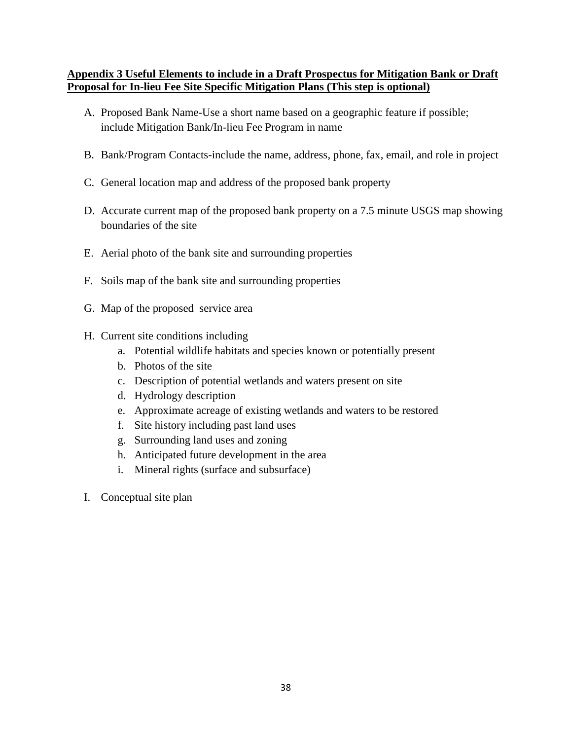**Appendix 3 Useful Elements to include in a Draft Prospectus for Mitigation Bank or Draft Proposal for In-lieu Fee Site Specific Mitigation Plans (This step is optional)**

A. Proposed Bank Name-Use a short name based on a geographic feature if possible; include Mitigation Bank/In-lieu Fee Program in name

B. Bank/Program Contacts-include the name, address, phone, fax, email, and role in project

C. General location map and address of the proposed bank property

D. Accurate current map of the proposed bank property on a 7.5 minute USGS map showing boundaries of the site

E. Aerial photo of the bank site and surrounding properties

F. Soils map of the bank site and surrounding properties

G. Map of the proposed service area

H. Current site conditions including
   a. Potential wildlife habitats and species known or potentially present
   b. Photos of the site
   c. Description of potential wetlands and waters present on site
   d. Hydrology description
   e. Approximate acreage of existing wetlands and waters to be restored
   f. Site history including past land uses
   g. Surrounding land uses and zoning
   h. Anticipated future development in the area
   i. Mineral rights (surface and subsurface)

I. Conceptual site plan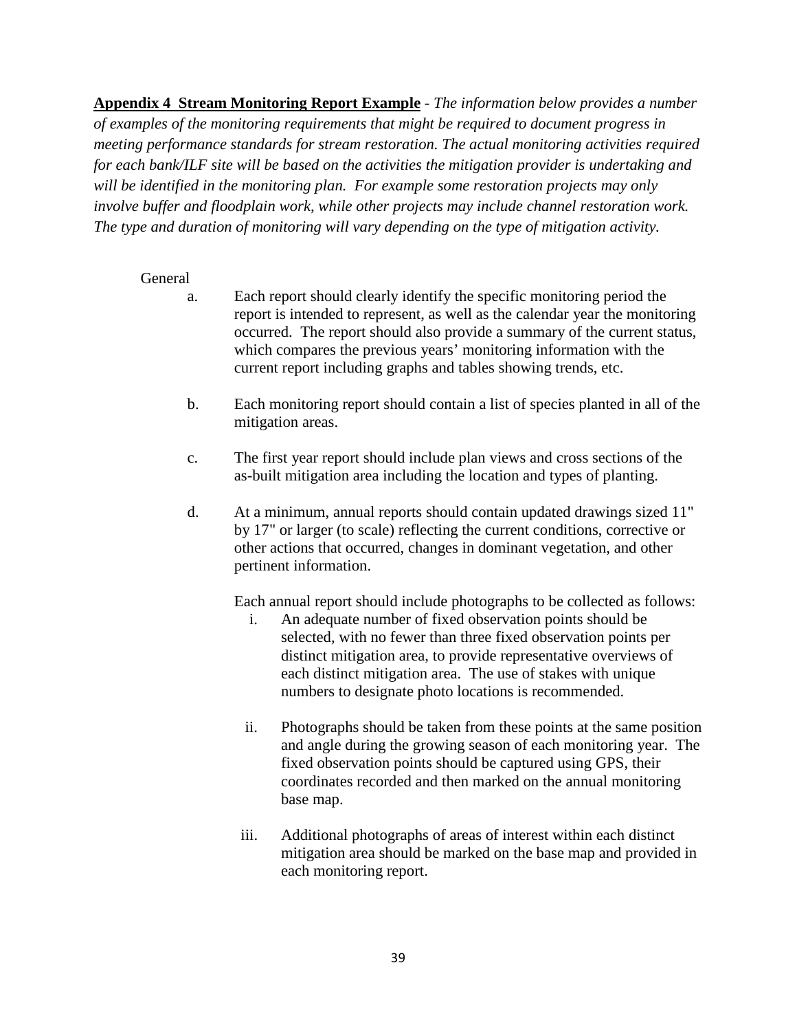**<u>Appendix 4 Stream Monitoring Report Example</u>** - *The information below provides a number of examples of the monitoring requirements that might be required to document progress in meeting performance standards for stream restoration. The actual monitoring activities required for each bank/ILF site will be based on the activities the mitigation provider is undertaking and will be identified in the monitoring plan. For example some restoration projects may only involve buffer and floodplain work, while other projects may include channel restoration work. The type and duration of monitoring will vary depending on the type of mitigation activity.*

General

a. Each report should clearly identify the specific monitoring period the report is intended to represent, as well as the calendar year the monitoring occurred. The report should also provide a summary of the current status, which compares the previous years' monitoring information with the current report including graphs and tables showing trends, etc.

b. Each monitoring report should contain a list of species planted in all of the mitigation areas.

c. The first year report should include plan views and cross sections of the as-built mitigation area including the location and types of planting.

d. At a minimum, annual reports should contain updated drawings sized 11" by 17" or larger (to scale) reflecting the current conditions, corrective or other actions that occurred, changes in dominant vegetation, and other pertinent information.

   Each annual report should include photographs to be collected as follows:

   i. An adequate number of fixed observation points should be selected, with no fewer than three fixed observation points per distinct mitigation area, to provide representative overviews of each distinct mitigation area. The use of stakes with unique numbers to designate photo locations is recommended.

   ii. Photographs should be taken from these points at the same position and angle during the growing season of each monitoring year. The fixed observation points should be captured using GPS, their coordinates recorded and then marked on the annual monitoring base map.

   iii. Additional photographs of areas of interest within each distinct mitigation area should be marked on the base map and provided in each monitoring report.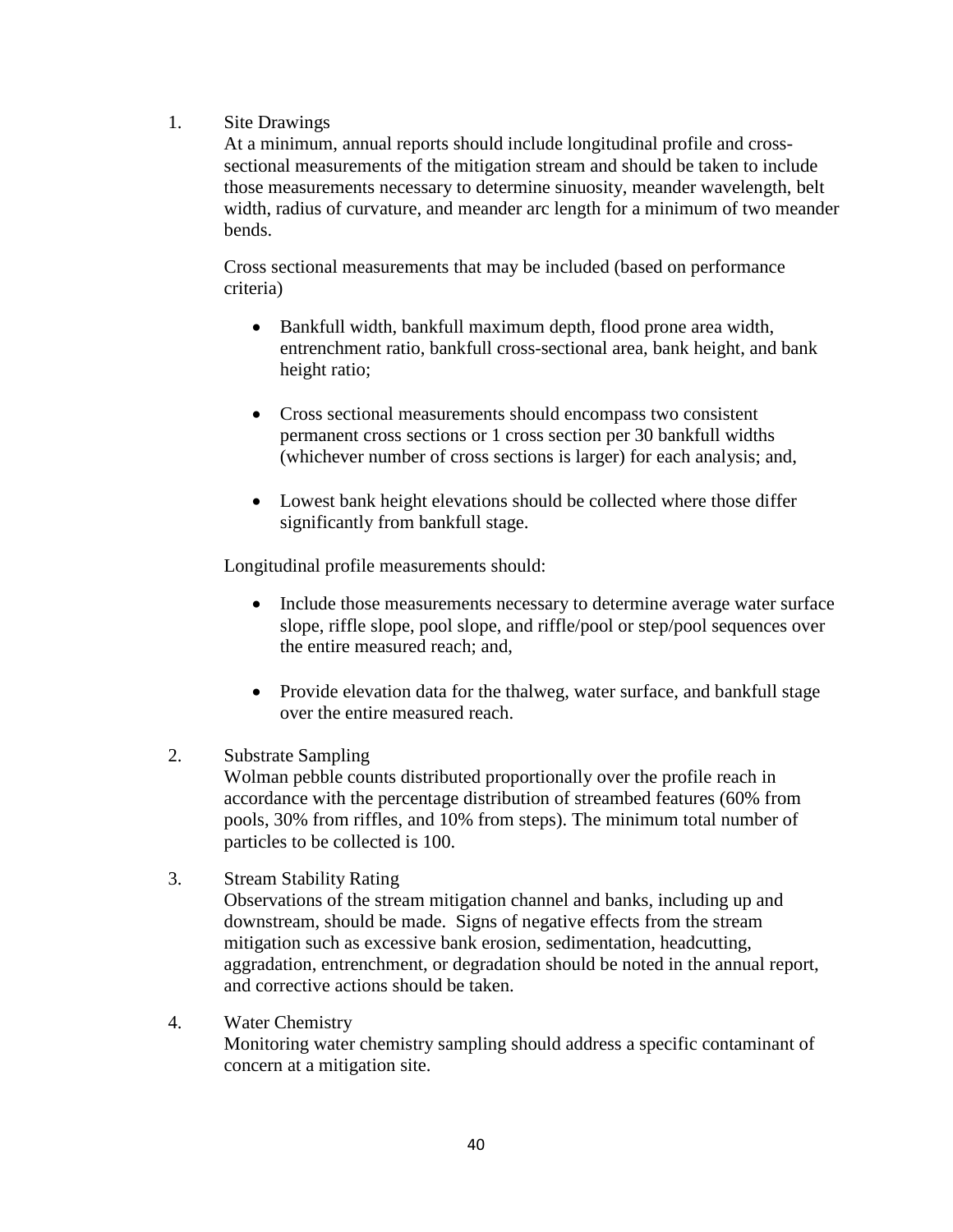1. Site Drawings

   At a minimum, annual reports should include longitudinal profile and cross-sectional measurements of the mitigation stream and should be taken to include those measurements necessary to determine sinuosity, meander wavelength, belt width, radius of curvature, and meander arc length for a minimum of two meander bends.

   Cross sectional measurements that may be included (based on performance criteria)

   - Bankfull width, bankfull maximum depth, flood prone area width, entrenchment ratio, bankfull cross-sectional area, bank height, and bank height ratio;

   - Cross sectional measurements should encompass two consistent permanent cross sections or 1 cross section per 30 bankfull widths (whichever number of cross sections is larger) for each analysis; and,

   - Lowest bank height elevations should be collected where those differ significantly from bankfull stage.

   Longitudinal profile measurements should:

   - Include those measurements necessary to determine average water surface slope, riffle slope, pool slope, and riffle/pool or step/pool sequences over the entire measured reach; and,

   - Provide elevation data for the thalweg, water surface, and bankfull stage over the entire measured reach.

2. Substrate Sampling

   Wolman pebble counts distributed proportionally over the profile reach in accordance with the percentage distribution of streambed features (60% from pools, 30% from riffles, and 10% from steps). The minimum total number of particles to be collected is 100.

3. Stream Stability Rating

   Observations of the stream mitigation channel and banks, including up and downstream, should be made. Signs of negative effects from the stream mitigation such as excessive bank erosion, sedimentation, headcutting, aggradation, entrenchment, or degradation should be noted in the annual report, and corrective actions should be taken.

4. Water Chemistry

   Monitoring water chemistry sampling should address a specific contaminant of concern at a mitigation site.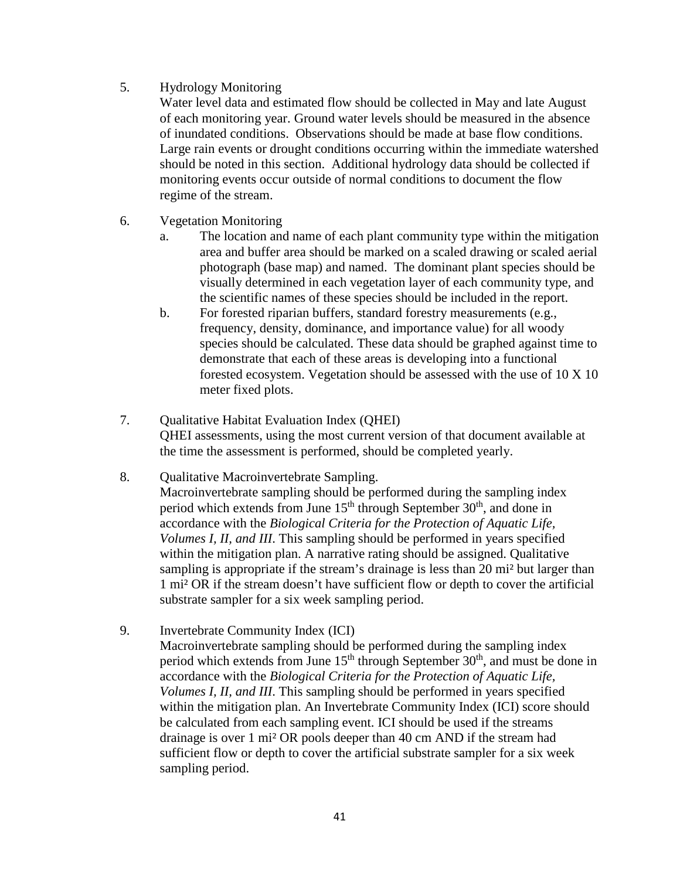5. Hydrology Monitoring

   Water level data and estimated flow should be collected in May and late August of each monitoring year. Ground water levels should be measured in the absence of inundated conditions. Observations should be made at base flow conditions. Large rain events or drought conditions occurring within the immediate watershed should be noted in this section. Additional hydrology data should be collected if monitoring events occur outside of normal conditions to document the flow regime of the stream.

6. Vegetation Monitoring

   a. The location and name of each plant community type within the mitigation area and buffer area should be marked on a scaled drawing or scaled aerial photograph (base map) and named. The dominant plant species should be visually determined in each vegetation layer of each community type, and the scientific names of these species should be included in the report.

   b. For forested riparian buffers, standard forestry measurements (e.g., frequency, density, dominance, and importance value) for all woody species should be calculated. These data should be graphed against time to demonstrate that each of these areas is developing into a functional forested ecosystem. Vegetation should be assessed with the use of 10 X 10 meter fixed plots.

7. Qualitative Habitat Evaluation Index (QHEI)

   QHEI assessments, using the most current version of that document available at the time the assessment is performed, should be completed yearly.

8. Qualitative Macroinvertebrate Sampling.

   Macroinvertebrate sampling should be performed during the sampling index period which extends from June 15th through September 30th, and done in accordance with the *Biological Criteria for the Protection of Aquatic Life, Volumes I, II, and III*. This sampling should be performed in years specified within the mitigation plan. A narrative rating should be assigned. Qualitative sampling is appropriate if the stream's drainage is less than 20 mi² but larger than 1 mi² OR if the stream doesn't have sufficient flow or depth to cover the artificial substrate sampler for a six week sampling period.

9. Invertebrate Community Index (ICI)

   Macroinvertebrate sampling should be performed during the sampling index period which extends from June 15th through September 30th, and must be done in accordance with the *Biological Criteria for the Protection of Aquatic Life, Volumes I, II, and III*. This sampling should be performed in years specified within the mitigation plan. An Invertebrate Community Index (ICI) score should be calculated from each sampling event. ICI should be used if the streams drainage is over 1 mi² OR pools deeper than 40 cm AND if the stream had sufficient flow or depth to cover the artificial substrate sampler for a six week sampling period.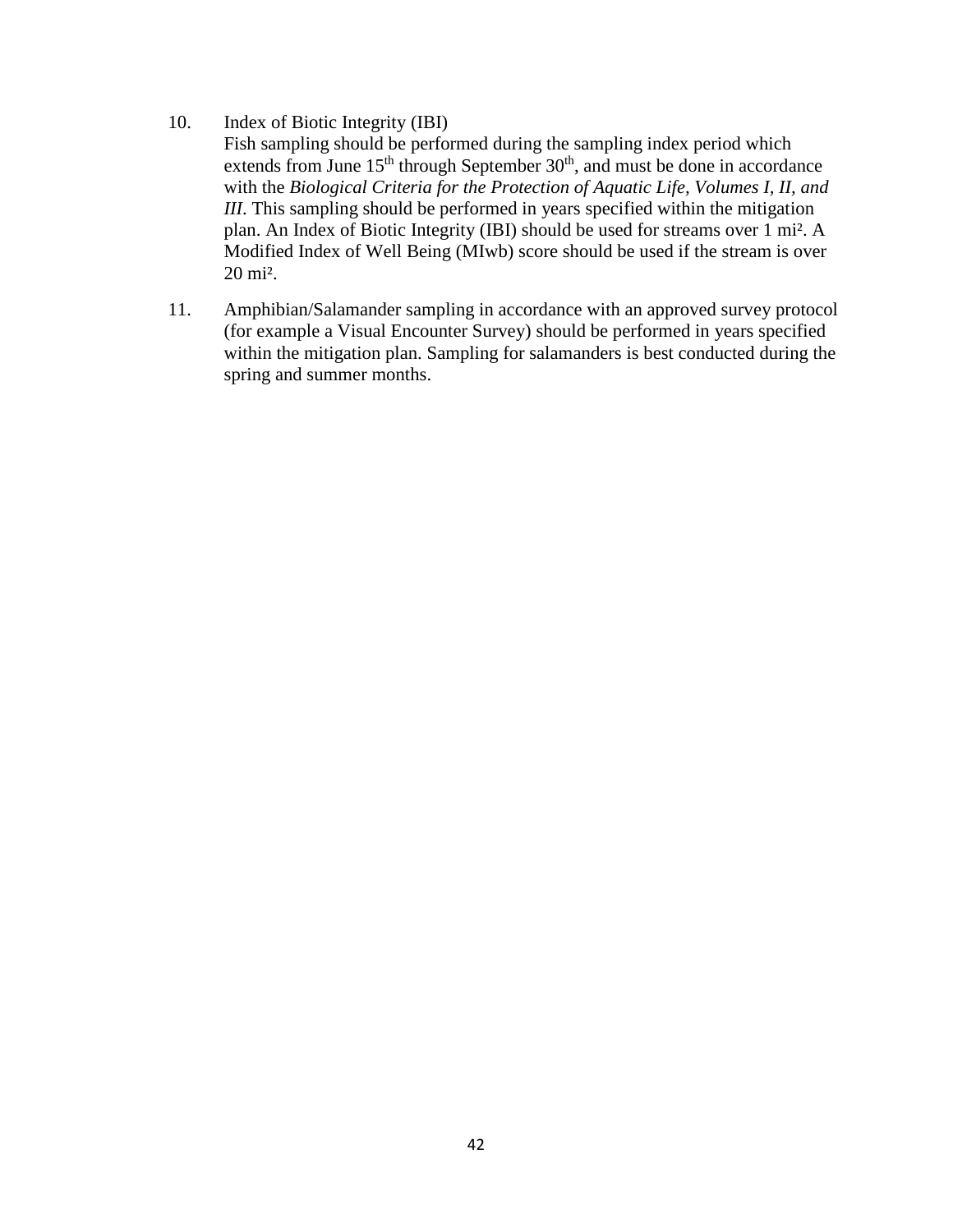10. Index of Biotic Integrity (IBI)
    Fish sampling should be performed during the sampling index period which extends from June 15th through September 30th, and must be done in accordance with the *Biological Criteria for the Protection of Aquatic Life, Volumes I, II, and III*. This sampling should be performed in years specified within the mitigation plan. An Index of Biotic Integrity (IBI) should be used for streams over 1 $mi^2$. A Modified Index of Well Being (MIwb) score should be used if the stream is over 20 $mi^2$.

11. Amphibian/Salamander sampling in accordance with an approved survey protocol (for example a Visual Encounter Survey) should be performed in years specified within the mitigation plan. Sampling for salamanders is best conducted during the spring and summer months.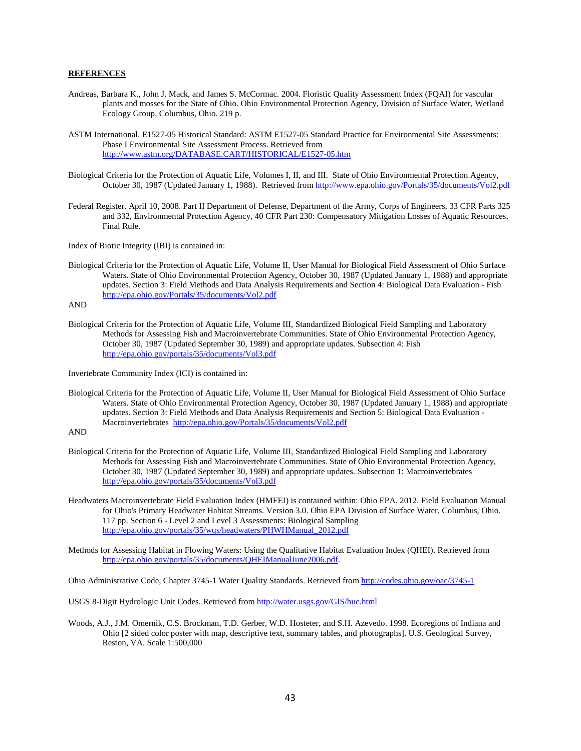**REFERENCES**

Andreas, Barbara K., John J. Mack, and James S. McCormac. 2004. Floristic Quality Assessment Index (FQAI) for vascular plants and mosses for the State of Ohio. Ohio Environmental Protection Agency, Division of Surface Water, Wetland Ecology Group, Columbus, Ohio. 219 p.

ASTM International. E1527-05 Historical Standard: ASTM E1527-05 Standard Practice for Environmental Site Assessments: Phase I Environmental Site Assessment Process. Retrieved from http://www.astm.org/DATABASE.CART/HISTORICAL/E1527-05.htm

Biological Criteria for the Protection of Aquatic Life, Volumes I, II, and III. State of Ohio Environmental Protection Agency, October 30, 1987 (Updated January 1, 1988). Retrieved from http://www.epa.ohio.gov/Portals/35/documents/Vol2.pdf

Federal Register. April 10, 2008. Part II Department of Defense, Department of the Army, Corps of Engineers, 33 CFR Parts 325 and 332, Environmental Protection Agency, 40 CFR Part 230: Compensatory Mitigation Losses of Aquatic Resources, Final Rule.

Index of Biotic Integrity (IBI) is contained in:

Biological Criteria for the Protection of Aquatic Life, Volume II, User Manual for Biological Field Assessment of Ohio Surface Waters. State of Ohio Environmental Protection Agency, October 30, 1987 (Updated January 1, 1988) and appropriate updates. Section 3: Field Methods and Data Analysis Requirements and Section 4: Biological Data Evaluation - Fish http://epa.ohio.gov/Portals/35/documents/Vol2.pdf

AND

Biological Criteria for the Protection of Aquatic Life, Volume III, Standardized Biological Field Sampling and Laboratory Methods for Assessing Fish and Macroinvertebrate Communities. State of Ohio Environmental Protection Agency, October 30, 1987 (Updated September 30, 1989) and appropriate updates. Subsection 4: Fish http://epa.ohio.gov/portals/35/documents/Vol3.pdf

Invertebrate Community Index (ICI) is contained in:

Biological Criteria for the Protection of Aquatic Life, Volume II, User Manual for Biological Field Assessment of Ohio Surface Waters. State of Ohio Environmental Protection Agency, October 30, 1987 (Updated January 1, 1988) and appropriate updates. Section 3: Field Methods and Data Analysis Requirements and Section 5: Biological Data Evaluation - Macroinvertebrates http://epa.ohio.gov/Portals/35/documents/Vol2.pdf

AND

Biological Criteria for the Protection of Aquatic Life, Volume III, Standardized Biological Field Sampling and Laboratory Methods for Assessing Fish and Macroinvertebrate Communities. State of Ohio Environmental Protection Agency, October 30, 1987 (Updated September 30, 1989) and appropriate updates. Subsection 1: Macroinvertebrates http://epa.ohio.gov/portals/35/documents/Vol3.pdf

Headwaters Macroinvertebrate Field Evaluation Index (HMFEI) is contained within: Ohio EPA. 2012. Field Evaluation Manual for Ohio's Primary Headwater Habitat Streams. Version 3.0. Ohio EPA Division of Surface Water, Columbus, Ohio. 117 pp. Section 6 - Level 2 and Level 3 Assessments: Biological Sampling http://epa.ohio.gov/portals/35/wqs/headwaters/PHWHManual_2012.pdf

Methods for Assessing Habitat in Flowing Waters: Using the Qualitative Habitat Evaluation Index (QHEI). Retrieved from http://epa.ohio.gov/portals/35/documents/QHEIManualJune2006.pdf.

Ohio Administrative Code, Chapter 3745-1 Water Quality Standards. Retrieved from http://codes.ohio.gov/oac/3745-1

USGS 8-Digit Hydrologic Unit Codes. Retrieved from http://water.usgs.gov/GIS/huc.html

Woods, A.J., J.M. Omernik, C.S. Brockman, T.D. Gerber, W.D. Hosteter, and S.H. Azevedo. 1998. Ecoregions of Indiana and Ohio [2 sided color poster with map, descriptive text, summary tables, and photographs]. U.S. Geological Survey, Reston, VA. Scale 1:500,000